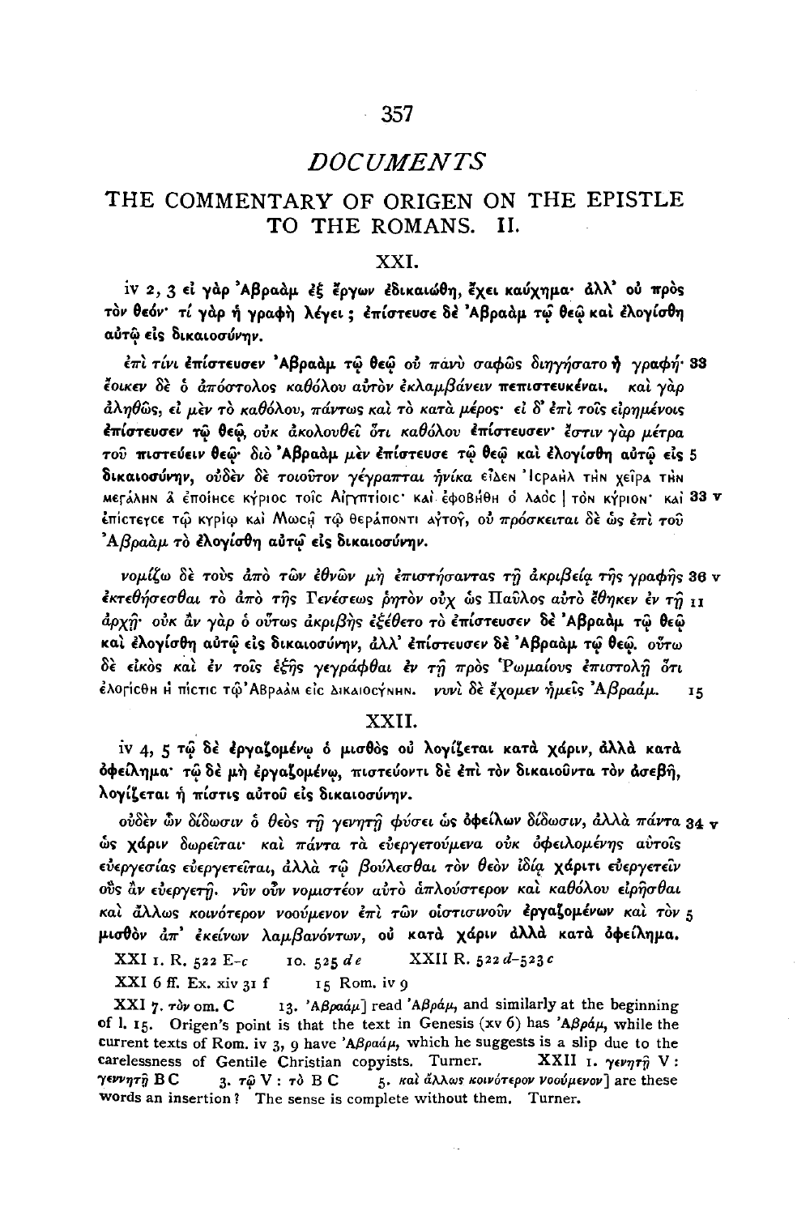# DOCUMENTS

## THE COMMENTARY OF ORIGEN ON THE EPISTLE TO THE ROMANS. II.

### XXI.

**iv 2, 3 εἰ γὰρ Ἀβραὰμ ἐξ ἔργων ἐδικαιώθη, ἔχει καύχημα· ἀλλ' οὐ πρὸς τὸν θεόν· τί γὰρ ἡ γραφὴ λέγει; ἐπίστευσε δὲ Ἀβραὰμ τῷ θεῷ καὶ ἐλογίσθη αὐτῷ εἰς δικαιοσύνην.**

ἐπὶ τίνι ἐπίστευσεν **Ἀβραὰμ τῷ θεῷ** οὐ πάνυ σαφῶς διηγήσατο ἡ γραφή· 33 ἔοικεν δὲ ὁ ἀπόστολος καθόλου αὐτὸν ἐκλαμβάνειν **πεπιστευκέναι**. καὶ γὰρ ἀληθῶς, εἰ μὲν τὸ καθόλου, πάντως καὶ τὸ κατὰ μέρος· εἰ δ' ἐπὶ τοῖς εἰρημένοις **ἐπίστευσεν τῷ θεῷ**, οὐκ ἀκολουθεῖ ὅτι καθόλου **ἐπίστευσεν**· ἔστιν γὰρ μέτρα **τοῦ πιστεύειν θεῷ**· διὸ **Ἀβραὰμ** μὲν **ἐπίστευσε τῷ θεῷ καὶ ἐλογίσθη αὐτῷ εἰς** 5 **δικαιοσύνην**, οὐδὲν δὲ τοιοῦτον γέγραπται ἡνίκα εἶδεν Ἰσραὴλ τὴν χεῖρα τὴν μεγάλην ἃ ἐποίησε κύριος τοῖς Αἰγυπτίοις· καὶ ἐφοβήθη ὁ λαὸς | τὸν κύριον· καὶ 33 v ἐπίστευσε τῷ κυρίῳ καὶ Μωσῇ τῷ θεράποντι αὐτοῦ, οὐ πρόσκειται δὲ ὡς ἐπὶ τοῦ Ἀβραὰμ τὸ **ἐλογίσθη αὐτῷ εἰς δικαιοσύνην**.

νομίζω δὲ τοὺς ἀπὸ τῶν ἐθνῶν μὴ ἐπιστήσαντας τῇ ἀκριβείᾳ τῆς γραφῆς 36 v ἐκτεθήσεσθαι τὸ ἀπὸ τῆς Γενέσεως ῥητὸν οὐχ ὡς Παῦλος αὐτὸ ἔθηκεν ἐν τῇ 11 ἀρχῇ· οὐκ ἂν γὰρ ὁ οὕτως ἀκριβὴς ἐξέθετο τὸ **ἐπίστευσεν δὲ Ἀβραὰμ τῷ θεῷ καὶ ἐλογίσθη αὐτῷ εἰς δικαιοσύνην**, ἀλλ' **ἐπίστευσεν δὲ Ἀβραὰμ τῷ θεῷ**. οὕτω δὲ εἰκὸς καὶ ἐν τοῖς ἑξῆς γεγράφθαι ἐν τῇ πρὸς Ῥωμαίους ἐπιστολῇ ὅτι ἐλογίσθη ἡ πίστις τῷ Ἀβραὰμ εἰς δικαιοσύνην. *νυνὶ δὲ ἔχομεν ἡμεῖς Ἀβραάμ.* 15

### XXII.

**iv 4, 5 τῷ δὲ ἐργαζομένῳ ὁ μισθὸς οὐ λογίζεται κατὰ χάριν, ἀλλὰ κατὰ ὀφείλημα· τῷ δὲ μὴ ἐργαζομένῳ, πιστεύοντι δὲ ἐπὶ τὸν δικαιοῦντα τὸν ἀσεβῆ, λογίζεται ἡ πίστις αὐτοῦ εἰς δικαιοσύνην.**

οὐδὲν ὧν δίδωσιν ὁ θεὸς τῇ γενητῇ φύσει ὡς **ὀφείλων** δίδωσιν, ἀλλὰ πάντα 34 v ὡς **χάριν** δωρεῖται· καὶ πάντα τὰ εὐεργετούμενα οὐκ ὀφειλομένης αὐτοῖς εὐεργεσίας εὐεργετεῖται, ἀλλὰ τῷ βούλεσθαι τὸν θεὸν ἰδίᾳ **χάριτι** εὐεργετεῖν οὓς ἂν εὐεργετῇ. νῦν οὖν νοητέον αὐτὸ ἁπλούστερον καὶ καθόλου εἰρῆσθαι καὶ ἄλλως κοινότερον νοούμενον ἐπὶ τῶν οἰστισινοῦν **ἐργαζομένων** καὶ τὸν 5 **μισθὸν** ἀπ' ἐκείνων λαμβανόντων, οὐ **κατὰ χάριν ἀλλὰ κατὰ ὀφείλημα**.

XXI 1. R. 522 E-*c* 10. 525 *de* XXII R. 522 *d*-523 *c*

XXI 6 ff. Ex. xiv 31 f 15 Rom. iv 9

XXI 7. τὸν om. C 13. Ἀβραάμ] read Ἀβράμ, and similarly at the beginning of l. 15. Origen's point is that the text in Genesis (xv 6) has Ἀβράμ, while the current texts of Rom. iv 3, 9 have Ἀβραάμ, which he suggests is a slip due to the carelessness of Gentile Christian copyists. Turner. XXII 1. γενητῇ V: γεννητῇ BC 3. τῷ V: τὸ BC 5. καὶ ἄλλως κοινότερον νοούμενον] are these words an insertion? The sense is complete without them. Turner.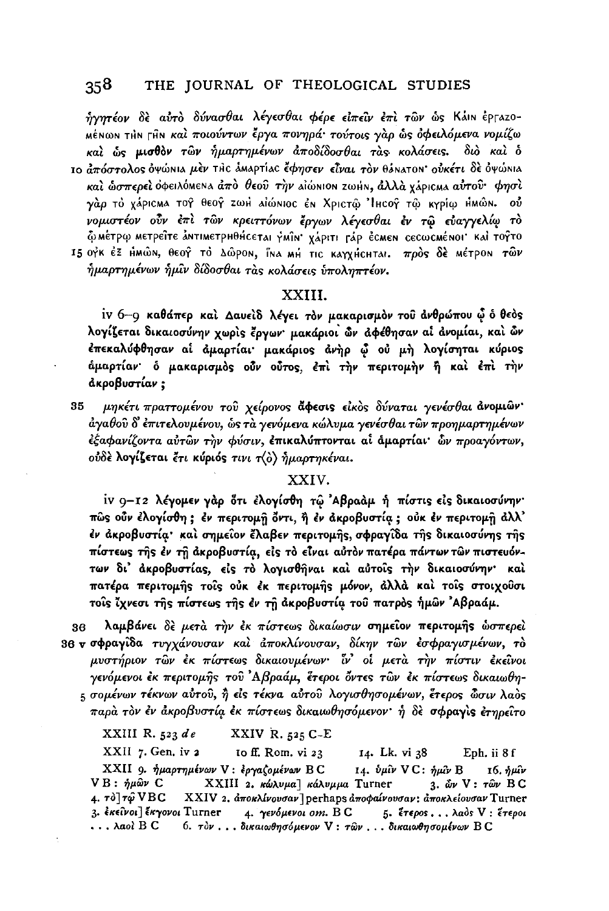ἡγητέον δὲ αὐτὸ δύνασθαι λέγεσθαι φέρε εἰπεῖν ἐπὶ τῶν ὡς Κάιν ἐργαζομένων τὴν γῆν καὶ ποιούντων ἔργα πονηρά· τούτοις γὰρ ὡς ὀφειλόμενα νομίζω καὶ ὡς μισθὸν τῶν ἡμαρτημένων ἀποδίδοσθαι τὰς κολάσεις. διὸ καὶ ὁ
10 ἀπόστολος ὀψώνια μὲν τῆς ἁμαρτίας ἔφησεν εἶναι τὸν θάνατον· οὐκέτι δὲ ὀψώνια καὶ ὡσπερεὶ ὀφειλόμενα ἀπὸ θεοῦ τὴν αἰώνιον ζωήν, ἀλλὰ χάρισμα αὐτοῦ· φησὶ γὰρ τὸ χάρισμα τοῦ θεοῦ ζωὴ αἰώνιος ἐν Χριστῷ Ἰησοῦ τῷ κυρίῳ ἡμῶν. οὐ νομιστέον οὖν ἐπὶ τῶν κρειττόνων ἔργων λέγεσθαι ἐν τῷ εὐαγγελίῳ τὸ ᾧ μέτρῳ μετρεῖτε ἀντιμετρηθήσεται ὑμῖν· χάριτι γάρ ἐσμεν σεσωσμένοι· καὶ τοῦτο
15 οὐκ ἐξ ἡμῶν, θεοῦ τὸ δῶρον, ἵνα μή τις καυχήσηται. πρὸς δὲ μέτρον τῶν ἡμαρτημένων ἡμῖν δίδοσθαι τὰς κολάσεις ὑποληπτέον.

## XXIII.

**iv 6–9 καθάπερ καὶ Δαυεὶδ λέγει τὸν μακαρισμὸν τοῦ ἀνθρώπου ᾧ ὁ θεὸς λογίζεται δικαιοσύνην χωρὶς ἔργων· μακάριοι ὧν ἀφέθησαν αἱ ἀνομίαι, καὶ ὧν ἐπεκαλύφθησαν αἱ ἁμαρτίαι· μακάριος ἀνὴρ ᾧ οὐ μὴ λογίσηται κύριος ἁμαρτίαν· ὁ μακαρισμὸς οὖν οὗτος, ἐπὶ τὴν περιτομὴν ἢ καὶ ἐπὶ τὴν ἀκροβυστίαν;**

35 μηκέτι πραττομένου τοῦ χείρονος ἄφεσις εἰκὸς δύναται γενέσθαι ἀνομιῶν· ἀγαθοῦ δ᾽ ἐπιτελουμένου, ὡς τὰ γενόμενα κώλυμα γενέσθαι τῶν προημαρτημένων ἐξαφανίζοντα αὐτῶν τὴν φύσιν, ἐπικαλύπτονται αἱ ἁμαρτίαι· ὧν προαγόντων, οὐδὲ λογίζεται ἔτι κύριός τινι τ⟨ὸ⟩ ἡμαρτηκέναι.

## XXIV.

**iv 9–12 λέγομεν γὰρ ὅτι ἐλογίσθη τῷ Ἀβραὰμ ἡ πίστις εἰς δικαιοσύνην· πῶς οὖν ἐλογίσθη; ἐν περιτομῇ ὄντι, ἢ ἐν ἀκροβυστίᾳ; οὐκ ἐν περιτομῇ ἀλλ᾽ ἐν ἀκροβυστίᾳ· καὶ σημεῖον ἔλαβεν περιτομῆς, σφραγῖδα τῆς δικαιοσύνης τῆς πίστεως τῆς ἐν τῇ ἀκροβυστίᾳ, εἰς τὸ εἶναι αὐτὸν πατέρα πάντων τῶν πιστευόντων δι᾽ ἀκροβυστίας, εἰς τὸ λογισθῆναι καὶ αὐτοῖς τὴν δικαιοσύνην· καὶ πατέρα περιτομῆς τοῖς οὐκ ἐκ περιτομῆς μόνον, ἀλλὰ καὶ τοῖς στοιχοῦσι τοῖς ἴχνεσι τῆς πίστεως τῆς ἐν τῇ ἀκροβυστίᾳ τοῦ πατρὸς ἡμῶν Ἀβραάμ.**

36 λαμβάνει δὲ μετὰ τὴν ἐκ πίστεως δικαίωσιν σημεῖον περιτομῆς ὡσπερεὶ
36 v σφραγῖδα τυγχάνουσαν καὶ ἀποκλίνουσαν, δίκην τῶν ἐσφραγισμένων, τὸ μυστήριον τῶν ἐκ πίστεως δικαιουμένων· ἵν᾽ οἱ μετὰ τὴν πίστιν ἐκεῖνοι γενόμενοι ἐκ περιτομῆς τοῦ Ἀβραάμ, ἕτεροι ὄντες τῶν ἐκ πίστεως δικαιωθη-
5 σομένων τέκνων αὐτοῦ, ἢ εἰς τέκνα αὐτοῦ λογισθησομένων, ἕτερος ὦσιν λαὸς παρὰ τὸν ἐν ἀκροβυστίᾳ ἐκ πίστεως δικαιωθησόμενον· ἡ δὲ σφραγὶς ἐτηρεῖτο

XXIII R. 523 *de* XXIV R. 525 C–E

XXII 7. Gen. iv 2 10 ff. Rom. vi 23 14. Lk. vi 38 Eph. ii 8 f

XXII 9. ἡμαρτημένων V: ἐργαζομένων B C 14. ὑμῖν V C: ἡμῖν B 16. ἡμῖν V B: ἡμῶν C XXIII 2. κώλυμα] κάλυμμα Turner 3. ὧν V: τῶν B C 4. τὸ] τῷ V B C XXIV 2. ἀποκλίνουσαν] perhaps ἀποφαίνουσαν: ἀποκλείουσαν Turner 3. ἐκεῖνοι] ἔκγονοι Turner 4. γενόμενοι *om.* B C 5. ἕτερος . . . λαὸς V: ἕτεροι . . . λαοὶ B C 6. τὸν . . . δικαιωθησόμενον V: τῶν . . . δικαιωθησομένων B C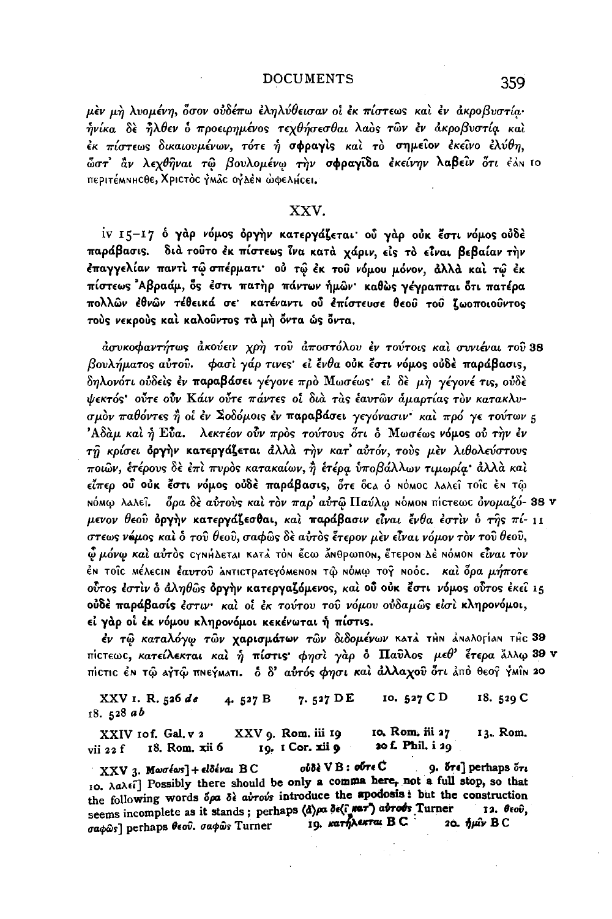μὲν μὴ λυομένη, ὅσον οὐδέπω ἐληλύθεισαν οἱ ἐκ πίστεως καὶ ἐν ἀκροβυστίᾳ· ἡνίκα δὲ ἦλθεν ὁ προειρημένος τεχθήσεσθαι λαὸς τῶν ἐν ἀκροβυστίᾳ καὶ ἐκ πίστεως δικαιουμένων, τότε ἡ σφραγὶς καὶ τὸ σημεῖον ἐκεῖνο ἐλύθη, ὥστ' ἂν λεχθῆναι τῷ βουλομένῳ τὴν **σφραγῖδα** ἐκείνην **λαβεῖν** ὅτι ἐὰν 10 περιτέμνησθε, Χριστὸς ὑμᾶς οὐδὲν ὠφελήσει.

## XXV.

**iv 15–17 ὁ γὰρ νόμος ὀργὴν κατεργάζεται· οὗ γὰρ οὐκ ἔστι νόμος οὐδὲ παράβασις. διὰ τοῦτο ἐκ πίστεως ἵνα κατὰ χάριν, εἰς τὸ εἶναι βεβαίαν τὴν ἐπαγγελίαν παντὶ τῷ σπέρματι· οὐ τῷ ἐκ τοῦ νόμου μόνον, ἀλλὰ καὶ τῷ ἐκ πίστεως Ἀβραάμ, ὅς ἐστι πατὴρ πάντων ἡμῶν· καθὼς γέγραπται ὅτι πατέρα πολλῶν ἐθνῶν τέθεικά σε· κατέναντι οὗ ἐπίστευσε θεοῦ τοῦ ζωοποιοῦντος τοὺς νεκροὺς καὶ καλοῦντος τὰ μὴ ὄντα ὡς ὄντα.**

*ἀσυκοφαντήτως ἀκούειν χρὴ τοῦ ἀποστόλου ἐν τούτοις καὶ συνιέναι τοῦ* 38 *βουλήματος αὐτοῦ. φασὶ γάρ τινες· εἰ ἔνθα* **οὐκ ἔστι νόμος οὐδὲ παράβασις**, *δηλονότι οὐδεὶς ἐν* **παραβάσει** *γέγονε πρὸ Μωσέως· εἰ δὲ μὴ γέγονέ τις, οὐδὲ ψεκτός· οὔτε οὖν Κάϊν οὔτε πάντες οἱ διὰ τὰς ἑαυτῶν ἁμαρτίας τὸν κατακλυσμὸν παθόντες ἢ οἱ ἐν Σοδόμοις ἐν* **παραβάσει** *γεγόνασιν· καὶ πρό γε τούτων* 5 *Ἀδὰμ καὶ ἡ Εὔα. λεκτέον οὖν πρὸς τούτους ὅτι ὁ Μωσέως* **νόμος** *οὐ τὴν ἐν τῇ κρίσει* **ὀργὴν κατεργάζεται** *ἀλλὰ τὴν κατ' αὐτόν, τοὺς μὲν λιθολεύστους ποιῶν, ἑτέρους δὲ ἐπὶ πυρὸς κατακαίων, ἢ ἑτέρᾳ ὑποβάλλων τιμωρίᾳ· ἀλλὰ καὶ εἴπερ* **οὗ οὐκ ἔστι νόμος οὐδὲ παράβασις**, *ὅτε* ὅσα ὁ νόμος λαλεῖ τοῖς ἐν τῷ νόμῳ λαλεῖ. *ὅρα δὲ αὐτοὺς καὶ τὸν παρ' αὐτῷ Παύλῳ* νόμον πίστεως *ὀνομαζόμενον θεοῦ* **ὀργὴν κατεργάζεσθαι**, *καὶ* **παράβασιν** *εἶναι ἔνθα ἐστὶν ὁ τῆς πίστεως* **νόμος** *καὶ ὁ τοῦ θεοῦ, σαφῶς δὲ αὐτὸς ἕτερον μὲν εἶναι νόμον τὸν τοῦ θεοῦ, ᾧ μόνῳ καὶ αὐτὸς* συνήδεται κατὰ τὸν ἔσω ἄνθρωπον, ἕτερον δὲ νόμον *εἶναι τὸν* ἐν τοῖς μέλεσιν *ἑαυτοῦ* ἀντιστρατευόμενον τῷ νόμῳ τοῦ νοός. *καὶ ὅρα μήποτε οὗτος ἐστὶν ὁ ἀληθῶς* **ὀργὴν κατεργαζόμενος**, *καὶ* **οὗ οὐκ ἔστι νόμος** *οὗτος ἐκεῖ* 15 **οὐδὲ παράβασίς** *ἐστιν· καὶ οἱ ἐκ τούτου τοῦ νόμου οὐδαμῶς εἰσὶ* **κληρονόμοι**, **εἰ γὰρ οἱ ἐκ νόμου κληρονόμοι κεκένωται ἡ πίστις.** 38 v 11

*ἐν τῷ καταλόγῳ τῶν χαρισμάτων τῶν διδομένων* κατὰ τὴν ἀναλογίαν τῆς 39 πίστεως, *κατείλεκται καὶ ἡ* **πίστις**· *φησὶ γὰρ ὁ Παῦλος μεθ' ἕτερα ἄλλῳ* 39 v πίστις ἐν τῷ αὐτῷ πνεύματι. *ὁ δ' αὐτός φησι καὶ ἀλλαχοῦ ὅτι* ἀπὸ θεοῦ ὑμῖν 20

XXV 1. R. 526 *de* 4. 527 B 7. 527 DE 10. 527 CD 18. 529 C 18. 528 *ab*

XXIV 10 f. Gal. v 2 XXV 9. Rom. iii 19 10. Rom. iii 27 13. Rom. vii 22 f 18. Rom. xii 6 19. 1 Cor. xii 9 20 f. Phil. i 29

XXV 3. Μωσέως] + εἰδέναι BC οὐδὲ VB: οὔτε C 9. ὅτε] perhaps ὅτι
10. λαλεῖ] Possibly there should be only a comma here, not a full stop, so that the following words ὅρα δὲ αὐτούς introduce the apodosis: but the construction seems incomplete as it stands; perhaps ⟨ἄ⟩ρα δε⟨ῖ κατ'⟩ αὐτοὺς Turner 12. θεοῦ, σαφῶς] perhaps θεοῦ. σαφῶς Turner 19. κατήλεκται BC 20. ἡμῖν BC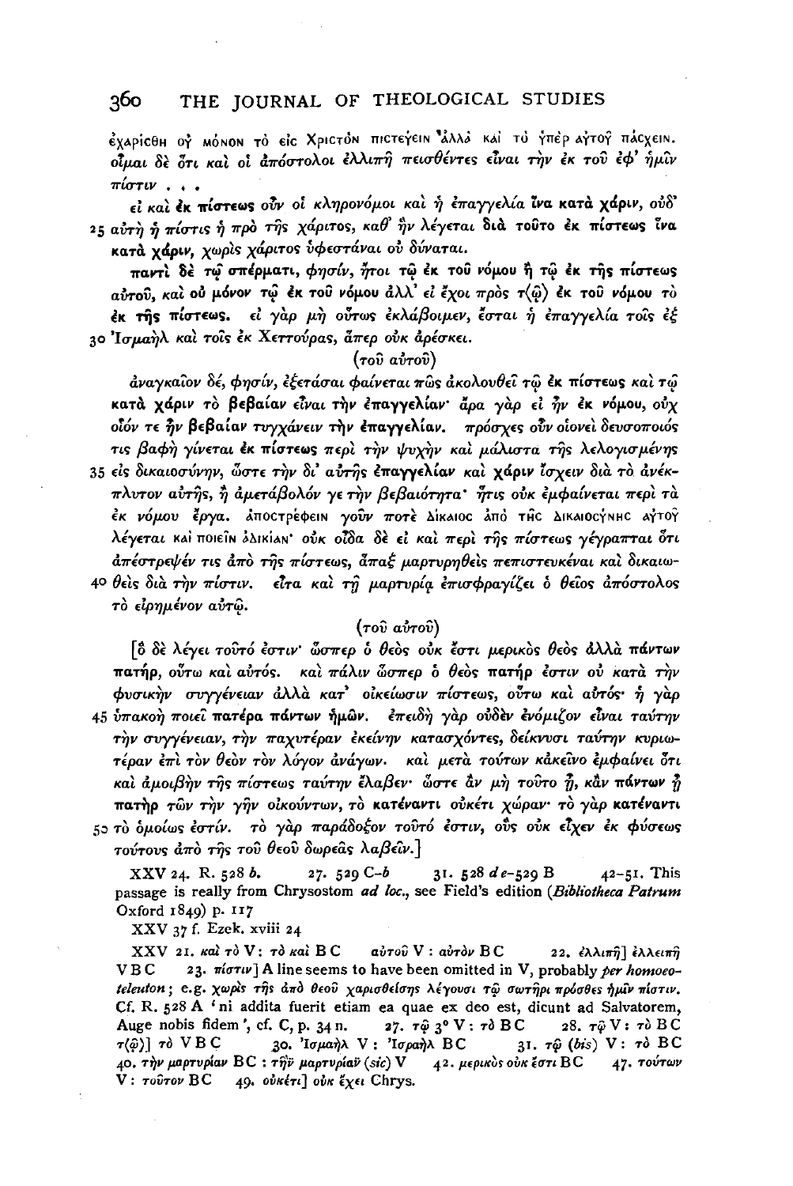ἐχαρίσθη οὐ μόνον τὸ εἰς Χριστὸν πιστεύειν ἀλλὰ καὶ τὸ ὑπὲρ αὐτοῦ πάσχειν. οἶμαι δὲ ὅτι καὶ οἱ ἀπόστολοι ἐλλιπῆ πεισθέντες εἶναι τὴν ἐκ τοῦ ἐφ' ἡμῖν πίστιν . . .

εἰ καὶ **ἐκ πίστεως** οὖν οἱ κληρονόμοι καὶ ἡ ἐπαγγελία **ἵνα κατὰ χάριν**, οὐδ' 25 αὐτὴ ἡ πίστις ἡ πρὸ τῆς χάριτος, καθ' ἣν λέγεται διὰ τοῦτο ἐκ πίστεως **ἵνα κατὰ χάριν**, χωρὶς χάριτος ὑφεστάναι οὐ δύναται.

**παντὶ δὲ τῷ σπέρματι**, φησίν, ἤτοι **τῷ ἐκ τοῦ νόμου** ἢ **τῷ ἐκ τῆς πίστεως** αὐτοῦ, καὶ οὐ μόνον **τῷ ἐκ τοῦ νόμου** ἀλλ' εἰ ἔχοι πρὸς τ⟨ῷ⟩ **ἐκ τοῦ νόμου** τὸ **ἐκ τῆς πίστεως**. εἰ γὰρ μὴ οὕτως ἐκλάβοιμεν, ἔσται ἡ ἐπαγγελία τοῖς ἐξ 30 Ἰσμαὴλ καὶ τοῖς ἐκ Χεττούρας, ἅπερ οὐκ ἀρέσκει.

(τοῦ αὐτοῦ)

ἀναγκαῖον δέ, φησίν, ἐξετάσαι φαίνεται πῶς ἀκολουθεῖ **τῷ ἐκ πίστεως** καὶ **τῷ κατὰ χάριν τὸ βεβαίαν εἶναι τὴν ἐπαγγελίαν**· ἆρα γὰρ εἰ ἦν ἐκ νόμου, οὐχ οἷόν τε ἦν **βεβαίαν** τυγχάνειν **τὴν ἐπαγγελίαν**. πρόσχες οὖν οἱονεὶ δευσοποιός τις βαφὴ γίνεται **ἐκ πίστεως** περὶ τὴν ψυχὴν καὶ μάλιστα τῆς λελογισμένης 35 εἰς δικαιοσύνην, ὥστε τὴν δι' αὐτῆς **ἐπαγγελίαν** καὶ **χάριν** ἴσχειν διὰ τὸ ἀνέκπλυτον αὐτῆς, ἢ ἀμετάβολόν γε τὴν βεβαιότητα· ἥτις οὐκ ἐμφαίνεται περὶ τὰ ἐκ νόμου ἔργα. ἀποστρέφειν γοῦν ποτὲ δίκαιος ἀπὸ τῆς δικαιοσύνης αὐτοῦ λέγεται καὶ ποιεῖν ἀδικίαν· οὐκ οἶδα δὲ εἰ καὶ περὶ τῆς πίστεως γέγραπται ὅτι ἀπέστρεψέν τις ἀπὸ τῆς πίστεως, ἅπαξ μαρτυρηθεὶς πεπιστευκέναι καὶ δικαιω-40 θεὶς διὰ τὴν πίστιν. εἶτα καὶ τῇ μαρτυρίᾳ ἐπισφραγίζει ὁ θεῖος ἀπόστολος τὸ εἰρημένον αὐτῷ.

(τοῦ αὐτοῦ)

[ὃ δὲ λέγει τοῦτό ἐστιν· ὥσπερ ὁ θεὸς οὐκ ἔστι μερικὸς θεὸς ἀλλὰ **πάντων πατήρ**, οὕτω καὶ αὐτός. καὶ πάλιν ὥσπερ ὁ θεὸς **πατὴρ** ἐστιν οὐ κατὰ τὴν φυσικὴν συγγένειαν ἀλλὰ κατ' οἰκείωσιν πίστεως, οὕτω καὶ αὐτός· ἡ γὰρ 45 ὑπακοὴ ποιεῖ **πατέρα πάντων ἡμῶν**. ἐπειδὴ γὰρ οὐδὲν ἐνόμιζον εἶναι ταύτην τὴν συγγένειαν, τὴν παχυτέραν ἐκείνην κατασχόντες, δείκνυσι ταύτην κυριωτέραν ἐπὶ τὸν θεὸν τὸν λόγον ἀνάγων. καὶ μετὰ τούτων κἀκεῖνο ἐμφαίνει ὅτι καὶ ἀμοιβὴν τῆς πίστεως ταύτην ἔλαβεν· ὥστε ἂν μὴ τοῦτο ᾖ, κἂν **πάντων** ᾖ **πατὴρ** τῶν τὴν γῆν οἰκούντων, τὸ **κατέναντι** οὐκέτι χώραν· τὸ γὰρ **κατέναντι** 50 τὸ ὁμοίως ἐστίν. τὸ γὰρ παράδοξον τοῦτό ἐστιν, οὓς οὐκ εἶχεν ἐκ φύσεως τούτους ἀπὸ τῆς τοῦ θεοῦ δωρεᾶς λαβεῖν.]

XXV 24. R. 528 *b*. 27. 529 C–*b* 31. 528 *d e*–529 B 42–51. This passage is really from Chrysostom *ad loc.*, see Field's edition (*Bibliotheca Patrum* Oxford 1849) p. 117

XXV 37 f. Ezek. xviii 24

XXV 21. καὶ τὸ V : τὸ καὶ B C αὐτοῦ V : αὐτὸν B C 22. ἐλλιπῆ] ἐλλειπῆ V B C 23. πίστιν] A line seems to have been omitted in V, probably *per homoeoteleuton*; e.g. χωρὶς τῆς ἀπὸ θεοῦ χαρισθείσης λέγουσι τῷ σωτῆρι πρόσθες ἡμῖν πίστιν. Cf. R. 528 A 'ni addita fuerit etiam ea quae ex deo est, dicunt ad Salvatorem, Auge nobis fidem', cf. C, p. 34 n. 27. τῷ 3° V : τὸ B C 28. τῷ V : τὸ B C τ⟨ῷ⟩] τὸ V B C 30. Ἰσμαὴλ V : Ἰσραὴλ B C 31. τῷ (*bis*) V : τὸ B C 40. τὴν μαρτυρίαν B C : τῆ̄ν μαρτυρίαν̄ (*sic*) V 42. μερικὸς οὐκ ἔστι B C 47. τούτων V : τοῦτον B C 49. οὐκέτι] οὐκ ἔχει Chrys.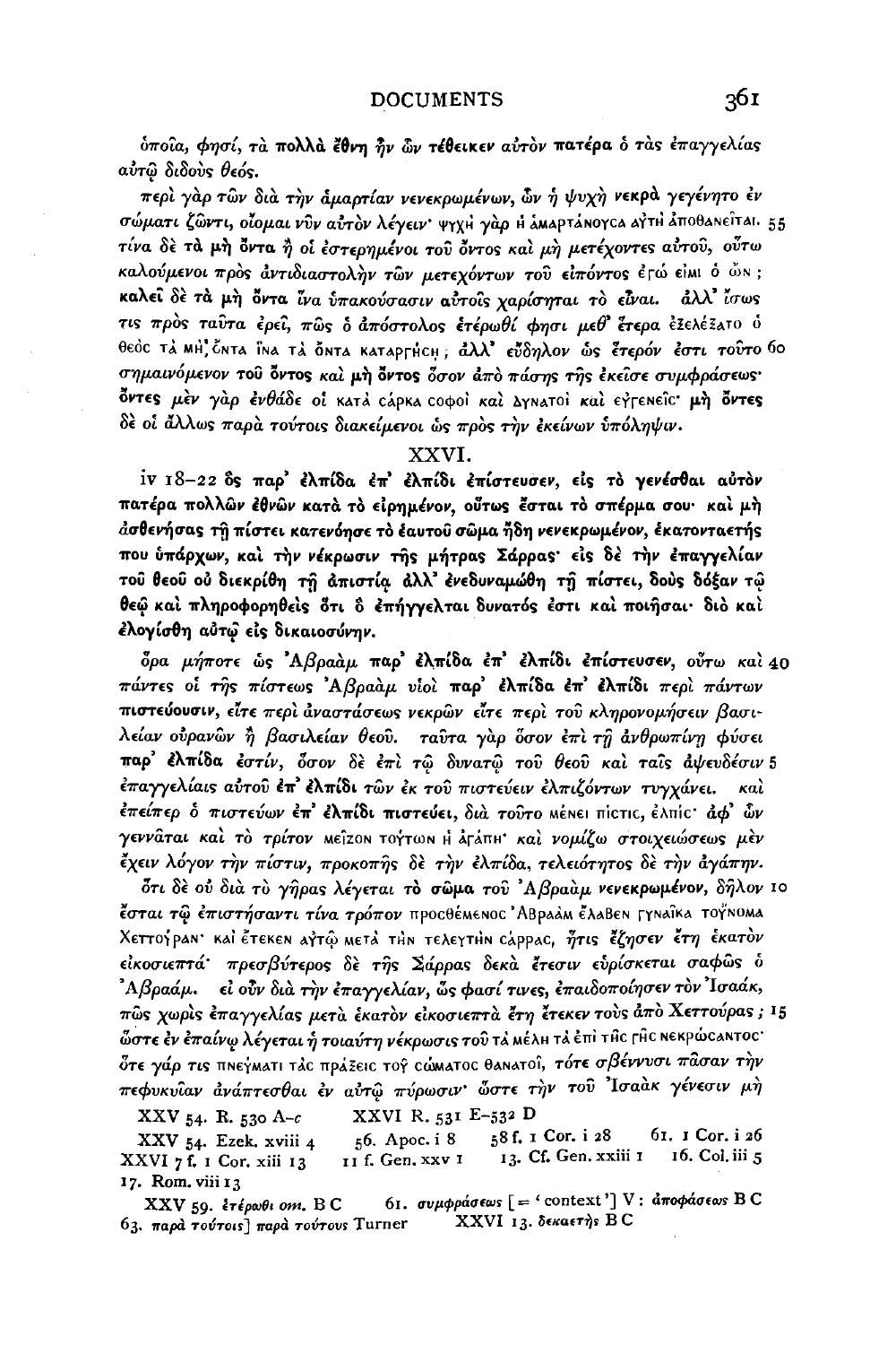ὁποῖα, φησί, τὰ **πολλὰ ἔθνη ἦν ὧν τέθεικεν αὐτὸν πατέρα** ὁ τὰς ἐπαγγελίας αὐτῷ διδοὺς θεός.

περὶ γὰρ τῶν διὰ τὴν ἁμαρτίαν νενεκρωμένων, ὧν ἡ ψυχὴ νεκρὰ γεγένητο ἐν σώματι ζῶντι, οἴομαι νῦν αὐτὸν λέγειν· ψυχὴ γὰρ ἡ ἁμαρτάνουσα αὐτὴ ἀποθανεῖται. 55 τίνα δὲ **τὰ μὴ ὄντα** ἢ οἱ ἐστερημένοι τοῦ ὄντος καὶ μὴ μετέχοντες αὐτοῦ, οὕτω καλούμενοι πρὸς ἀντιδιαστολὴν τῶν μετεχόντων τοῦ εἰπόντος ἐγώ εἰμι ὁ ὤν; **καλεῖ δὲ τὰ μὴ ὄντα** ἵνα ὑπακούσασιν αὐτοῖς χαρίσηται τὸ **εἶναι.** ἀλλ' ἴσως τις πρὸς ταῦτα ἐρεῖ, πῶς ὁ ἀπόστολος ἑτέρωθί φησι μεθ' ἕτερα ἐξελέξατο ὁ θεὸς τὰ μὴ ὄντα ἵνα τὰ ὄντα καταργήσῃ; ἀλλ' εὔδηλον ὡς ἕτερόν ἐστι τοῦτο 60 σημαινόμενον τοῦ ὄντος καὶ μὴ ὄντος ὅσον ἀπὸ πάσης τῆς ἐκεῖσε συμφράσεως· **ὄντες** μὲν γὰρ ἐνθάδε οἱ κατὰ σάρκα σοφοὶ καὶ δυνατοὶ καὶ εὐγενεῖς· **μὴ ὄντες** δὲ οἱ ἄλλως παρὰ τούτοις διακείμενοι ὡς πρὸς τὴν ἐκείνων ὑπόληψιν.

## XXVI.

iv 18–22 **ὃς παρ' ἐλπίδα ἐπ' ἐλπίδι ἐπίστευσεν, εἰς τὸ γενέσθαι αὐτὸν πατέρα πολλῶν ἐθνῶν κατὰ τὸ εἰρημένον, οὕτως ἔσται τὸ σπέρμα σου· καὶ μὴ ἀσθενήσας τῇ πίστει κατενόησε τὸ ἑαυτοῦ σῶμα ἤδη νενεκρωμένον, ἑκατονταετής που ὑπάρχων, καὶ τὴν νέκρωσιν τῆς μήτρας Σάρρας· εἰς δὲ τὴν ἐπαγγελίαν τοῦ θεοῦ οὐ διεκρίθη τῇ ἀπιστίᾳ ἀλλ' ἐνεδυναμώθη τῇ πίστει, δοὺς δόξαν τῷ θεῷ καὶ πληροφορηθεὶς ὅτι ὃ ἐπήγγελται δυνατός ἐστι καὶ ποιῆσαι· διὸ καὶ ἐλογίσθη αὐτῷ εἰς δικαιοσύνην.**

ὅρα μήποτε ὡς Ἀβραὰμ **παρ' ἐλπίδα ἐπ' ἐλπίδι ἐπίστευσεν**, οὕτω καὶ 40 πάντες οἱ τῆς πίστεως Ἀβραὰμ υἱοὶ **παρ' ἐλπίδα ἐπ' ἐλπίδι** περὶ πάντων **πιστεύουσιν**, εἴτε περὶ ἀναστάσεως νεκρῶν εἴτε περὶ τοῦ κληρονομήσειν βασιλείαν οὐρανῶν ἢ βασιλείαν θεοῦ. ταῦτα γὰρ ὅσον ἐπὶ τῇ ἀνθρωπίνῃ φύσει **παρ' ἐλπίδα** ἐστίν, ὅσον δὲ ἐπὶ τῷ δυνατῷ τοῦ θεοῦ καὶ ταῖς ἀψευδέσιν 5 ἐπαγγελίαις αὐτοῦ **ἐπ' ἐλπίδι** τῶν ἐκ τοῦ πιστεύειν ἐλπιζόντων τυγχάνει. καὶ ἐπείπερ ὁ πιστεύων **ἐπ' ἐλπίδι πιστεύει**, διὰ τοῦτο μένει πίστις, ἐλπίς· ἀφ' ὧν γεννᾶται καὶ τὸ τρίτον μεῖζον τούτων ἡ ἀγάπη· καὶ νομίζω στοιχειώσεως μὲν ἔχειν λόγον τὴν πίστιν, προκοπῆς δὲ τὴν ἐλπίδα, τελειότητος δὲ τὴν ἀγάπην.

ὅτι δὲ οὐ διὰ τὸ γῆρας λέγεται **τὸ σῶμα** τοῦ Ἀβραὰμ **νενεκρωμένον**, δῆλον 10 ἔσται τῷ ἐπιστήσαντι τίνα τρόπον προσθέμενος Ἀβραὰμ ἔλαβεν γυναῖκα τοὔνομα Χεττούραν· καὶ ἔτεκεν αὐτῷ μετὰ τὴν τελευτὴν Σάρρας, ἥτις ἔζησεν ἔτη ἑκατὸν εἰκοσιεπτά· πρεσβύτερος δὲ τῆς Σάρρας δεκὰ ἔτεσιν εὑρίσκεται σαφῶς ὁ Ἀβραάμ. εἰ οὖν διὰ τὴν ἐπαγγελίαν, ὥς φασί τινες, ἐπαιδοποιήσεν τὸν Ἰσαάκ, πῶς χωρὶς ἐπαγγελίας μετὰ ἑκατὸν εἰκοσιεπτὰ ἔτη ἔτεκεν τοὺς ἀπὸ Χεττούρας; 15 ὥστε ἐν ἐπαίνῳ λέγεται ἡ τοιαύτη νέκρωσις τοῦ τὰ μέλη τὰ ἐπὶ τῆς γῆς νεκρώσαντος· ὅτε γάρ τις πνεύματι τὰς πράξεις τοῦ σώματος θανατοῖ, τότε σβέννυσι πᾶσαν τὴν πεφυκυῖαν ἀνάπτεσθαι ἐν αὐτῷ πύρωσιν· ὥστε τὴν τοῦ Ἰσαὰκ γένεσιν μὴ

XXV 54. R. 530 A–C  XXVI R. 531 E–532 D

XXV 54. Ezek. xviii 4  56. Apoc. i 8  58 f. 1 Cor. i 28  61. 1 Cor. i 26
XXVI 7 f. 1 Cor. xiii 13  11 f. Gen. xxv 1  13. Cf. Gen. xxiii 1  16. Col. iii 5
17. Rom. viii 13

XXV 59. ἑτέρωθι *om.* B C  61. συμφράσεως [= 'context'] V: ἀποφάσεως B C
63. παρὰ τούτοις] παρὰ τούτους Turner  XXVI 13. δεκαετὴς B C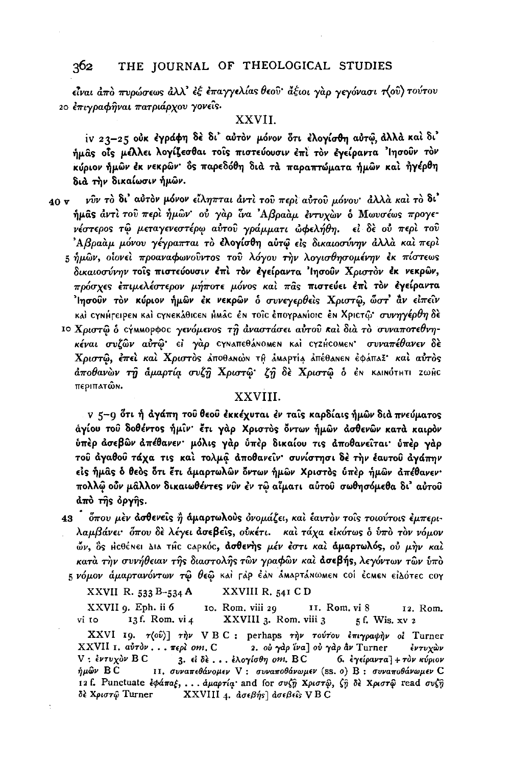εἶναι ἀπὸ πυρώσεως ἀλλ' ἐξ ἐπαγγελίας θεοῦ· ἄξιοι γὰρ γεγόνασι τ(οῦ) τούτου
20 ἐπιγραφῆναι πατριάρχου γονεῖς.

## XXVII.

iv 23–25 **οὐκ ἐγράφη δὲ δι' αὐτὸν μόνον ὅτι ἐλογίσθη αὐτῷ, ἀλλὰ καὶ δι' ἡμᾶς οἷς μέλλει λογίζεσθαι τοῖς πιστεύουσιν ἐπὶ τὸν ἐγείραντα Ἰησοῦν τὸν κύριον ἡμῶν ἐκ νεκρῶν· ὃς παρεδόθη διὰ τὰ παραπτώματα ἡμῶν καὶ ἠγέρθη διὰ τὴν δικαίωσιν ἡμῶν.**

40 v νῦν τὸ **δι' αὐτὸν μόνον** εἴληπται ἀντὶ τοῦ περὶ αὐτοῦ μόνου· ἀλλὰ καὶ τὸ **δι' ἡμᾶς** ἀντὶ τοῦ περὶ ἡμῶν· οὐ γὰρ ἵνα Ἀβραὰμ ἐντυχὼν ὁ Μωυσέως προγενέστερος τῷ μεταγενεστέρῳ αὐτοῦ γράμματι ὠφελήθῃ. εἰ δὲ οὐ περὶ τοῦ Ἀβραὰμ μόνου γέγραπται τὸ **ἐλογίσθη αὐτῷ** εἰς δικαιοσύνην ἀλλὰ καὶ περὶ 5 ἡμῶν, οἱονεὶ προαναφωνοῦντος τοῦ λόγου τὴν λογισθησομένην ἐκ πίστεως δικαιοσύνην **τοῖς πιστεύουσιν ἐπὶ τὸν ἐγείραντα Ἰησοῦν** Χριστὸν **ἐκ νεκρῶν**, πρόσχες ἐπιμελέστερον μήποτε μόνος καὶ πᾶς **πιστεύει ἐπὶ τὸν ἐγείραντα Ἰησοῦν τὸν κύριον ἡμῶν ἐκ νεκρῶν** ὁ συνεγερθεὶς Χριστῷ, ὥστ' ἂν εἰπεῖν καὶ συνήγειρεν καὶ συνεκάθισεν ἡμᾶς ἐν τοῖς ἐπουρανίοις ἐν Χριστῷ· συνηγέρθη δὲ 10 Χριστῷ ὁ σύμμορφος γενόμενος τῇ ἀναστάσει αὐτοῦ καὶ διὰ τὸ συναποτεθνηκέναι συζῶν αὐτῷ· εἰ γὰρ συναπεθάνομεν καὶ συζήσομεν· συναπέθανεν δὲ Χριστῷ, ἐπεὶ καὶ Χριστὸς ἀποθανὼν τῇ ἁμαρτίᾳ ἀπέθανεν ἐφάπαξ· καὶ αὐτὸς ἀποθανὼν τῇ ἁμαρτίᾳ συζῇ Χριστῷ· ζῇ δὲ Χριστῷ ὁ ἐν καινότητι ζωῆς περιπατῶν.

## XXVIII.

v 5–9 **ὅτι ἡ ἀγάπη τοῦ θεοῦ ἐκκέχυται ἐν ταῖς καρδίαις ἡμῶν διὰ πνεύματος ἁγίου τοῦ δοθέντος ἡμῖν· ἔτι γὰρ Χριστὸς ὄντων ἡμῶν ἀσθενῶν κατὰ καιρὸν ὑπὲρ ἀσεβῶν ἀπέθανεν· μόλις γὰρ ὑπὲρ δικαίου τις ἀποθανεῖται· ὑπὲρ γὰρ τοῦ ἀγαθοῦ τάχα τις καὶ τολμᾷ ἀποθανεῖν· συνίστησι δὲ τὴν ἑαυτοῦ ἀγάπην εἰς ἡμᾶς ὁ θεὸς ὅτι ἔτι ἁμαρτωλῶν ὄντων ἡμῶν Χριστὸς ὑπὲρ ἡμῶν ἀπέθανεν· πολλῷ οὖν μᾶλλον δικαιωθέντες νῦν ἐν τῷ αἵματι αὐτοῦ σωθησόμεθα δι' αὐτοῦ ἀπὸ τῆς ὀργῆς.**

43 ὅπου μὲν **ἀσθενεῖς** ἢ **ἁμαρτωλοὺς** ὀνομάζει, καὶ ἑαυτὸν τοῖς τοιούτοις ἐμπεριλαμβάνει· ὅπου δὲ λέγει **ἀσεβεῖς**, οὐκέτι. καὶ τάχα εἰκότως ὁ ὑπὸ τὸν νόμον ὤν, ὃς ἠσθένει διὰ τῆς σαρκός, **ἀσθενὴς** μέν ἐστι καὶ **ἁμαρτωλός**, οὐ μὴν καὶ κατὰ τὴν συνήθειαν τῆς διαστολῆς τῶν γραφῶν καὶ **ἀσεβής**, λεγόντων τῶν ὑπὸ 5 νόμον ἁμαρτανόντων τῷ θεῷ καὶ γὰρ ἐὰν ἁμαρτάνωμεν σοί ἐσμεν εἰδότες σου

XXVII R. 533 B–534 A   XXVIII R. 541 C D

XXVII 9. Eph. ii 6   10. Rom. viii 29   11. Rom. vi 8   12. Rom. vi 10   13 f. Rom. vi 4   XXVIII 3. Rom. viii 3   5 f. Wis. xv 2

XXVI 19. τ(οῦ)] τὴν V B C : perhaps τὴν τούτου ἐπιγραφὴν οἱ Turner
XXVII 1. αὐτὸν . . . περὶ *om.* C   2. οὐ γὰρ ἵνα] οὐ γὰρ ἂν Turner   ἐντυχὼν V : ἐντυχὸν B C   3. εἰ δὲ . . . ἐλογίσθη *om.* B C   6. ἐγείραντα] + τὸν κύριον ἡμῶν B C   11. συναπεθάνομεν V : συναποθάνωμεν (ss. ο) B : συναποθάνωμεν C
12 f. Punctuate ἐφάπαξ, . . . ἁμαρτίᾳ· and for συζῇ Χριστῷ, ζῇ δὲ Χριστῷ read συζῇ δὲ Χριστῷ Turner   XXVIII 4. ἀσεβής] ἀσεβεῖς V B C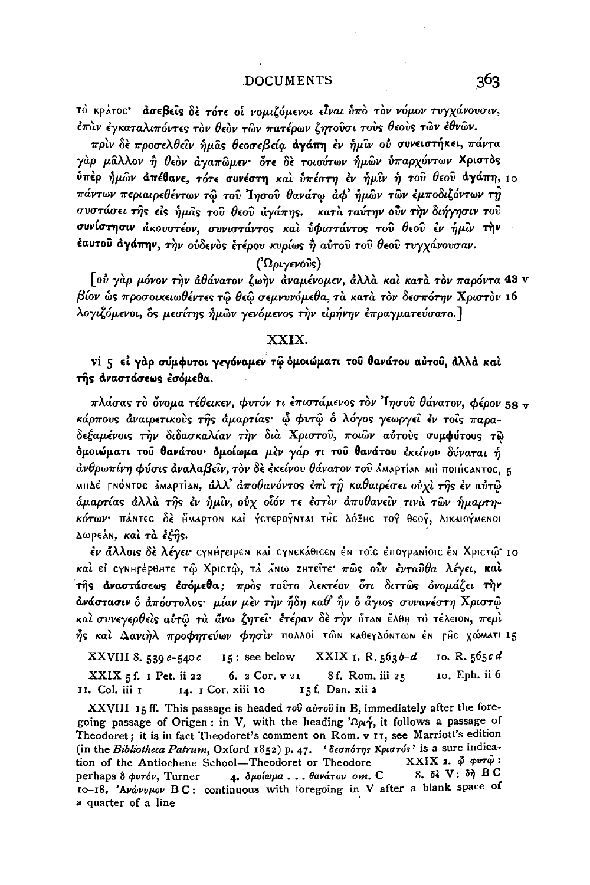τὸ κράτος· **ἀσεβεῖς** δὲ τότε οἱ νομιζόμενοι εἶναι ὑπὸ τὸν νόμον τυγχάνουσιν, ἐπὰν ἐγκαταλιπόντες τὸν θεὸν τῶν πατέρων ζητοῦσι τοὺς θεοὺς τῶν ἐθνῶν.

πρὶν δὲ προσελθεῖν ἡμᾶς θεοσεβείᾳ **ἀγάπη** ἐν ἡμῖν οὐ **συνειστήκει**, πάντα γὰρ μᾶλλον ἢ θεὸν ἀγαπῶμεν· ὅτε δὲ τοιούτων ἡμῶν ὑπαρχόντων **Χριστὸς ὑπὲρ ἡμῶν ἀπέθανε**, τότε **συνέστη** καὶ ὑπέστη ἐν ἡμῖν ἡ **τοῦ θεοῦ ἀγάπη**, 10 πάντων περιαιρεθέντων τῷ τοῦ Ἰησοῦ θανάτῳ ἀφ' ἡμῶν τῶν ἐμποδιζόντων τῇ συστάσει τῆς εἰς ἡμᾶς τοῦ θεοῦ ἀγάπης. κατὰ ταύτην οὖν τὴν διήγησιν τοῦ **συνίστησιν** ἀκουστέον, συνιστάντος καὶ ὑφιστάντος **τοῦ θεοῦ ἐν ἡμῖν τὴν ἑαυτοῦ ἀγάπην**, τὴν οὐδενὸς ἑτέρου κυρίως ἢ αὐτοῦ τοῦ θεοῦ τυγχάνουσαν.

(Ὠριγενοῦς)

[οὐ γὰρ μόνον τὴν ἀθάνατον ζωὴν ἀναμένομεν, ἀλλὰ καὶ κατὰ τὸν παρόντα 43 v βίον ὡς προσοικειωθέντες τῷ θεῷ σεμνυνόμεθα, τὰ κατὰ τὸν δεσπότην Χριστὸν 16 λογιζόμενοι, ὃς μεσίτης ἡμῶν γενόμενος τὴν εἰρήνην ἐπραγματεύσατο.]

## XXIX.

**vi 5 εἰ γὰρ σύμφυτοι γεγόναμεν τῷ ὁμοιώματι τοῦ θανάτου αὐτοῦ, ἀλλὰ καὶ τῆς ἀναστάσεως ἐσόμεθα.**

πλάσας τὸ ὄνομα τέθεικεν, φυτόν τι ἐπιστάμενος τὸν Ἰησοῦ θάνατον, φέρον 58 v καρποὺς ἀναιρετικοὺς τῆς ἁμαρτίας· ᾧ φυτῷ ὁ λόγος γεωργεῖ ἐν τοῖς παραδεξαμένοις τὴν διδασκαλίαν τὴν διὰ Χριστοῦ, ποιῶν αὐτοὺς **συμφύτους τῷ ὁμοιώματι τοῦ θανάτου**· ὁμοίωμα μὲν γάρ τι **τοῦ θανάτου** ἐκείνου δύναται ἡ ἀνθρωπίνη φύσις ἀναλαβεῖν, τὸν δὲ ἐκείνου θάνατον τοῦ ἁμαρτίαν μὴ ποιήσαντος, 5 μηδὲ γνόντος ἁμαρτίαν, ἀλλ' ἀποθανόντος ἐπὶ τῇ καθαιρέσει οὐχὶ τῆς ἐν αὐτῷ ἁμαρτίας ἀλλὰ τῆς ἐν ἡμῖν, οὐχ οἷόν τε ἐστὶν ἀποθανεῖν τινὰ τῶν ἡμαρτηκότων· πάντες δὲ ἥμαρτον καὶ ὑστεροῦνται τῆς δόξης τοῦ θεοῦ, δικαιούμενοι δωρεάν, καὶ τὰ ἑξῆς.

ἐν ἄλλοις δὲ λέγει· συνήγειρεν καὶ συνεκάθισεν ἐν τοῖς ἐπουρανίοις ἐν Χριστῷ· 10 καὶ εἰ συνηγέρθητε τῷ Χριστῷ, τὰ ἄνω ζητεῖτε· πῶς οὖν ἐνταῦθα λέγει, **καὶ τῆς ἀναστάσεως ἐσόμεθα**; πρὸς τοῦτο λεκτέον ὅτι διττῶς ὀνομάζει τὴν **ἀνάστασιν** ὁ ἀπόστολος· μίαν μὲν τὴν ἤδη καθ' ἣν ὁ ἅγιος συνανέστη Χριστῷ καὶ συνεγερθεὶς αὐτῷ τὰ ἄνω ζητεῖ· ἑτέραν δὲ τὴν ὅταν ἔλθῃ τὸ τέλειον, περὶ ἧς καὶ Δανιὴλ προφητεύων φησὶν πολλοὶ τῶν καθευδόντων ἐν γῆς χώματι 15

XXVIII 8. 539 *e*–540 *c* 15: see below XXIX 1. R. 563 *b–d* 10. R. 565 *cd*

XXIX 5 f. 1 Pet. ii 22 6. 2 Cor. v 21 8 f. Rom. iii 25 10. Eph. ii 6
11. Col. iii 1 14. 1 Cor. xiii 10 15 f. Dan. xii 2

XXVIII 15 ff. This passage is headed *τοῦ αὐτοῦ* in B, immediately after the foregoing passage of Origen: in V, with the heading *Ὠριγ*, it follows a passage of Theodoret; it is in fact Theodoret's comment on Rom. v 11, see Marriott's edition (in the *Bibliotheca Patrum*, Oxford 1852) p. 47. '*δεσπότης Χριστός*' is a sure indication of the Antiochene School—Theodoret or Theodore XXIX 2. *ᾧ φυτῷ*: perhaps *ὃ φυτόν*, Turner 4. *ὁμοίωμα . . . θανάτου* om. C 8. *δὲ* V: *δὴ* B C 10–18. '*Ἀνώνυμον* B C: continuous with foregoing in V after a blank space of a quarter of a line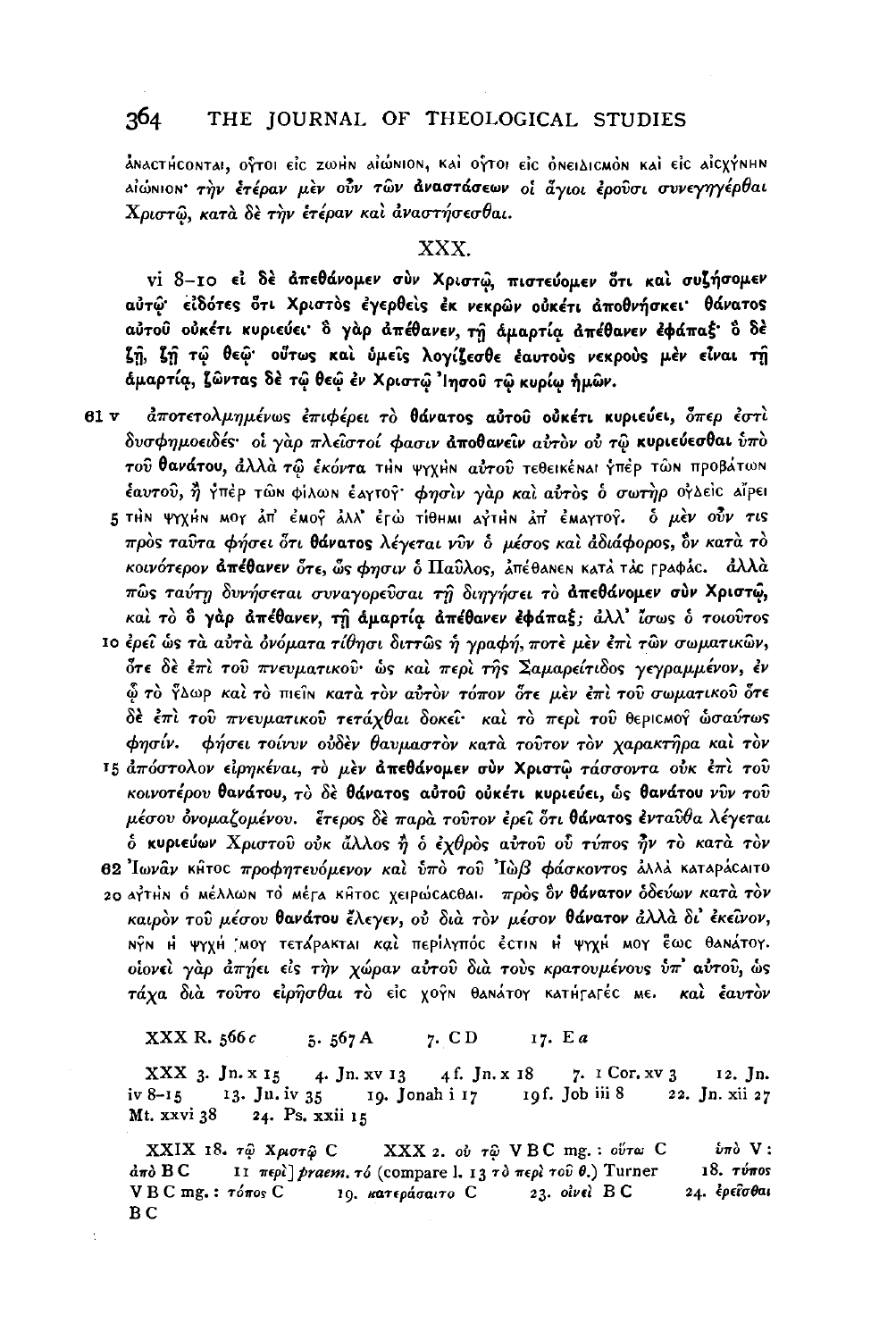ἀναστήσονται, οὗτοι εἰς ζωὴν αἰώνιον, καὶ οὗτοι εἰς ὀνειδισμὸν καὶ εἰς αἰσχύνην αἰώνιον· *τὴν ἑτέραν μὲν οὖν τῶν* **ἀναστάσεων** *οἱ ἅγιοι ἐροῦσι συνεγηγέρθαι Χριστῷ, κατὰ δὲ τὴν ἑτέραν καὶ ἀναστήσεσθαι.*

## XXX.

vi 8–10 **εἰ δὲ ἀπεθάνομεν σὺν Χριστῷ, πιστεύομεν ὅτι καὶ συζήσομεν αὐτῷ· εἰδότες ὅτι Χριστὸς ἐγερθεὶς ἐκ νεκρῶν οὐκέτι ἀποθνήσκει· θάνατος αὐτοῦ οὐκέτι κυριεύει· ὃ γὰρ ἀπέθανεν, τῇ ἁμαρτίᾳ ἀπέθανεν ἐφάπαξ· ὃ δὲ ζῇ, ζῇ τῷ θεῷ· οὕτως καὶ ὑμεῖς λογίζεσθε ἑαυτοὺς νεκροὺς μὲν εἶναι τῇ ἁμαρτίᾳ, ζῶντας δὲ τῷ θεῷ ἐν Χριστῷ Ἰησοῦ τῷ κυρίῳ ἡμῶν.**

61 v *ἀποτετολμημένως ἐπιφέρει τὸ* **θάνατος αὐτοῦ οὐκέτι κυριεύει**, *ὅπερ ἐστὶ δυσφημοειδές· οἱ γὰρ πλεῖστοί φασιν* **ἀποθανεῖν** *αὐτὸν οὐ τῷ* **κυριεύεσθαι** *ὑπὸ τοῦ* **θανάτου**, *ἀλλὰ τῷ ἑκόντα* τὴν ψυχὴν *αὐτοῦ* τεθεικέναι ὑπὲρ τῶν προβάτων *ἑαυτοῦ, ἢ* ὑπὲρ τῶν φίλων ἑαυτοῦ· *φησὶν γὰρ καὶ αὐτὸς ὁ σωτὴρ* οὐδεὶς αἴρει
5 τὴν ψυχήν μου ἀπ' ἐμοῦ ἀλλ' ἐγὼ τίθημι αὐτὴν ἀπ' ἐμαυτοῦ. *ὁ μὲν οὖν τις πρὸς ταῦτα φήσει ὅτι* **θάνατος** *λέγεται νῦν ὁ μέσος καὶ ἀδιάφορος, ὃν κατὰ τὸ κοινότερον* **ἀπέθανεν** *ὅτε, ὥς φησιν ὁ Παῦλος,* ἀπέθανεν κατὰ τὰς γραφάς. *ἀλλὰ πῶς ταύτῃ δυνήσεται συναγορεῦσαι τῇ διηγήσει τὸ* **ἀπεθάνομεν σὺν Χριστῷ**, *καὶ τὸ* **ὃ γὰρ ἀπέθανεν, τῇ ἁμαρτίᾳ ἀπέθανεν ἐφάπαξ**; *ἀλλ' ἴσως ὁ τοιοῦτος*
10 *ἐρεῖ ὡς τὰ αὐτὰ ὀνόματα τίθησι διττῶς ἡ γραφή, ποτὲ μὲν ἐπὶ τῶν σωματικῶν, ὅτε δὲ ἐπὶ τοῦ πνευματικοῦ· ὡς καὶ περὶ τῆς Σαμαρείτιδος γεγραμμένον, ἐν ᾧ τὸ* ὕδωρ *καὶ τὸ* πιεῖν *κατὰ τὸν αὐτὸν τόπον ὅτε μὲν ἐπὶ τοῦ σωματικοῦ ὅτε δὲ ἐπὶ τοῦ πνευματικοῦ τετάχθαι δοκεῖ· καὶ τὸ περὶ τοῦ* θερισμοῦ *ὡσαύτως φησίν. φήσει τοίνυν οὐδὲν θαυμαστὸν κατὰ τοῦτον τὸν χαρακτῆρα καὶ τὸν*
15 *ἀπόστολον εἰρηκέναι, τὸ μὲν* **ἀπεθάνομεν σὺν Χριστῷ** *τάσσοντα οὐκ ἐπὶ τοῦ κοινοτέρου* **θανάτου**, *τὸ δὲ* **θάνατος αὐτοῦ οὐκέτι κυριεύει**, *ὡς θανάτου νῦν τοῦ μέσου ὀνομαζομένου. ἕτερος δὲ παρὰ τοῦτον ἐρεῖ ὅτι* **θάνατος** *ἐνταῦθα λέγεται ὁ* **κυριεύων** *Χριστοῦ οὐκ ἄλλος ἢ ὁ ἐχθρὸς αὐτοῦ οὗ τύπος ἦν τὸ κατὰ τὸν*
62 *Ἰωνᾶν* κῆτος *προφητευόμενον καὶ ὑπὸ τοῦ Ἰὼβ φάσκοντος* ἀλλὰ καταράσαιτο
20 αὐτὴν ὁ μέλλων τὸ μέγα κῆτος χειρώσασθαι. *πρὸς ὃν* **θάνατον** *ὁδεύων κατὰ τὸν καιρὸν τοῦ μέσου* **θανάτου** *ἔλεγεν, οὐ διὰ τὸν μέσον* **θάνατον** *ἀλλὰ δι' ἐκεῖνον,* νῦν ἡ ψυχή μου τετάρακται *καὶ* περίλυπός ἐστιν ἡ ψυχή μου ἕως θανάτου. *οἱονεὶ γὰρ ἀπῄει εἰς τὴν χώραν αὐτοῦ διὰ τοὺς κρατουμένους ὑπ' αὐτοῦ, ὡς τάχα διὰ τοῦτο εἰρῆσθαι τὸ* εἰς χοῦν θανάτου κατήγαγές με. *καὶ ἑαυτὸν*

XXX R. 566 *c* 5. 567 A 7. C D 17. E *a*

XXX 3. Jn. x 15 4. Jn. xv 13 4 f. Jn. x 18 7. 1 Cor. xv 3 12. Jn. iv 8–15 13. Jn. iv 35 19. Jonah i 17 19 f. Job iii 8 22. Jn. xii 27 Mt. xxvi 38 24. Ps. xxii 15

XXIX 18. *τῷ Χριστῷ* C XXX 2. *οὐ τῷ* V B C mg. : *οὕτω* C *ὑπὸ* V : *ἀπὸ* B C 11 *περὶ*] *praem.* *τό* (compare l. 13 *τὸ περὶ τοῦ θ.*) Turner 18. *τύπος* V B C mg. : *τόπος* C 19. *κατεράσαιτο* C 23. *οἰνεὶ* B C 24. *ἐρεῖσθαι* B C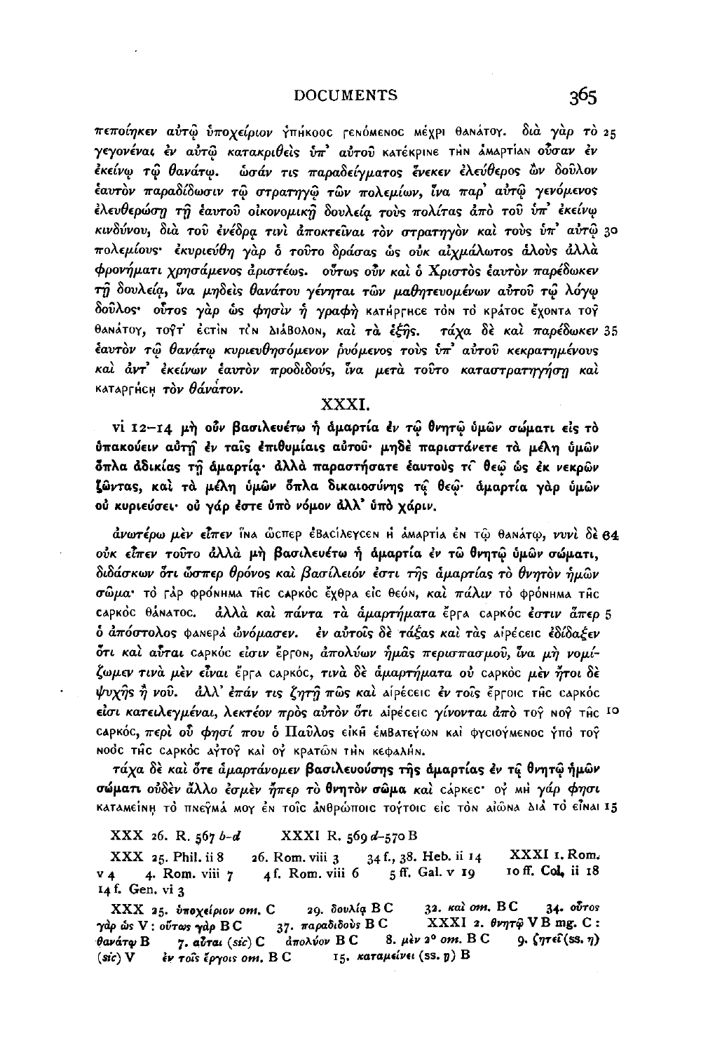πεποίηκεν αὐτῷ ὑποχείριον ὑπήκοος γενόμενος μέχρι θανάτου. διὰ γὰρ τὸ 25 γεγονέναι ἐν αὐτῷ κατακριθεὶς ὑπ' αὐτοῦ κατέκρινε τὴν ἁμαρτίαν οὖσαν ἐν ἐκείνῳ τῷ θανάτῳ. ὡσάν τις παραδείγματος ἕνεκεν ἐλεύθερος ὢν δοῦλον ἑαυτὸν παραδίδωσιν τῷ στρατηγῷ τῶν πολεμίων, ἵνα παρ' αὐτῷ γενόμενος ἐλευθερώσῃ τῇ ἑαυτοῦ οἰκονομικῇ δουλείᾳ τοὺς πολίτας ἀπὸ τοῦ ὑπ' ἐκείνῳ κινδύνου, διὰ τοῦ ἐνέδρᾳ τινὶ ἀποκτεῖναι τὸν στρατηγὸν καὶ τοὺς ὑπ' αὐτῷ 30 πολεμίους· ἐκυριεύθη γὰρ ὁ τοῦτο δράσας ὡς οὐκ αἰχμάλωτος ἁλοὺς ἀλλὰ φρονήματι χρησάμενος ἀριστέως. οὕτως οὖν καὶ ὁ Χριστὸς ἑαυτὸν παρέδωκεν τῇ δουλείᾳ, ἵνα μηδεὶς θανάτου γένηται τῶν μαθητευομένων αὐτοῦ τῷ λόγῳ δοῦλος· οὗτος γὰρ ὥς φησιν ἡ γραφὴ κατήργησε τὸν τὸ κράτος ἔχοντα τοῦ θανάτου, τοῦτ' ἔστιν τὸν διάβολον, καὶ τὰ ἑξῆς. τάχα δὲ καὶ παρέδωκεν 35 ἑαυτὸν τῷ θανάτῳ κυριευθησόμενον ῥυόμενος τοὺς ὑπ' αὐτοῦ κεκρατημένους καὶ ἀντ' ἐκείνων ἑαυτὸν προδιδούς, ἵνα μετὰ τοῦτο καταστρατηγήσῃ καὶ καταργήσῃ τὸν θάνατον.

## XXXI.

**vi 12–14 μὴ οὖν βασιλευέτω ἡ ἁμαρτία ἐν τῷ θνητῷ ὑμῶν σώματι εἰς τὸ ὑπακούειν αὐτῇ ἐν ταῖς ἐπιθυμίαις αὐτοῦ· μηδὲ παριστάνετε τὰ μέλη ὑμῶν ὅπλα ἀδικίας τῇ ἁμαρτίᾳ· ἀλλὰ παραστήσατε ἑαυτοὺς τῷ θεῷ ὡς ἐκ νεκρῶν ζῶντας, καὶ τὰ μέλη ὑμῶν ὅπλα δικαιοσύνης τῷ θεῷ· ἁμαρτία γὰρ ὑμῶν οὐ κυριεύσει· οὐ γάρ ἐστε ὑπὸ νόμον ἀλλ' ὑπὸ χάριν.**

ἀνωτέρω μὲν εἶπεν ἵνα ὥσπερ ἐβασίλευσεν ἡ ἁμαρτία ἐν τῷ θανάτῳ, νυνὶ δὲ 64 οὐκ εἶπεν τοῦτο ἀλλὰ μὴ βασιλευέτω ἡ ἁμαρτία ἐν τῷ θνητῷ ὑμῶν σώματι, διδάσκων ὅτι ὥσπερ θρόνος καὶ βασίλειόν ἐστι τῆς ἁμαρτίας τὸ θνητὸν ἡμῶν σῶμα· τὸ γὰρ φρόνημα τῆς σαρκὸς ἔχθρα εἰς θεόν, καὶ πάλιν τὸ φρόνημα τῆς σαρκὸς θάνατος. ἀλλὰ καὶ πάντα τὰ ἁμαρτήματα ἔργα σαρκός ἐστιν ἅπερ 5 ὁ ἀπόστολος φανερὰ ὠνόμασεν. ἐν αὐτοῖς δὲ τάξας καὶ τὰς αἱρέσεις ἐδίδαξεν ὅτι καὶ αὗται σαρκός εἰσιν ἔργον, ἀπολύων ἡμᾶς περισπασμοῦ, ἵνα μὴ νομίζωμεν τινὰ μὲν εἶναι ἔργα σαρκός, τινὰ δὲ ἁμαρτήματα οὐ σαρκὸς μὲν ἤτοι δὲ ψυχῆς ἢ νοῦ. ἀλλ' ἐπάν τις ζητῇ πῶς καὶ αἱρέσεις ἐν τοῖς ἔργοις τῆς σαρκὸς εἰσι κατειλεγμέναι, λεκτέον πρὸς αὐτὸν ὅτι αἱρέσεις γίνονται ἀπὸ τοῦ νοὸς τῆς 10 σαρκός, περὶ οὗ φησί που ὁ Παῦλος εἰκῇ ἐμβατεύων καὶ φυσιούμενος ὑπὸ τοῦ νοὸς τῆς σαρκὸς αὐτοῦ καὶ οὐ κρατῶν τὴν κεφαλήν.

τάχα δὲ καὶ ὅτε ἁμαρτάνομεν **βασιλευούσης τῆς ἁμαρτίας ἐν τῷ θνητῷ ἡμῶν σώματι** οὐδὲν ἄλλο ἐσμὲν ἤπερ τὸ θνητὸν σῶμα καὶ σάρκες· οὐ μὴ γάρ φησι καταμείνῃ τὸ πνεῦμά μου ἐν τοῖς ἀνθρώποις τούτοις εἰς τὸν αἰῶνα διὰ τὸ εἶναι 15

XXX 26. R. 567 *b–d*  XXXI R. 569 *d*–570 B

XXX 25. Phil. ii 8  26. Rom. viii 3  34 f., 38. Heb. ii 14  XXXI 1. Rom. v 4  4. Rom. viii 7  4 f. Rom. viii 6  5 ff. Gal. v 19  10 ff. Col. ii 18  14 f. Gen. vi 3

XXX 25. *ὑποχείριον om.* C  29. *δουλίᾳ* B C  32. *καὶ om.* B C  34. *οὗτος γὰρ ὡς* V : *οὕτως γὰρ* B C  37. *παραδιδοὺς* B C  XXXI 2. *θνητῷ* V B mg. C : *θανάτῳ* B  7. *αὗται* (*sic*) C  *ἀπολύων* B C  8. *μὲν* 2° *om.* B C  9. *ζητεῖ* (ss. η) (*sic*) V  *ἐν τοῖς ἔργοις om.* B C  15. *καταμείνει* (ss. η) B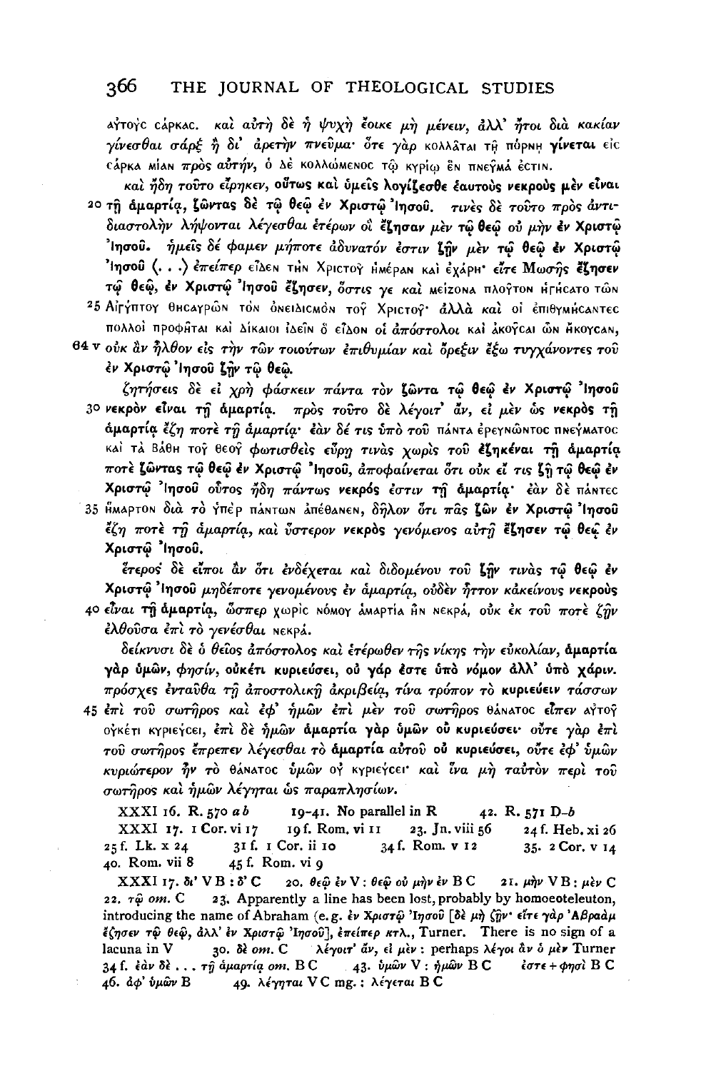αὐτοὺς σάρκας. καὶ αὐτὴ δὲ ἡ ψυχὴ ἔοικε μὴ μένειν, ἀλλ' ἤτοι διὰ κακίαν γίνεσθαι σὰρξ ἢ δι' ἀρετὴν πνεῦμα· ὅτε γὰρ κολλᾶται τῇ πόρνῃ γίνεται εἰς σάρκα μίαν πρὸς αὐτήν, ὁ δὲ κολλώμενος τῷ κυρίῳ ἓν πνεῦμά ἐστιν.

καὶ ἤδη τοῦτο εἴρηκεν, **οὕτως καὶ ὑμεῖς λογίζεσθε ἑαυτοὺς νεκροὺς μὲν εἶναι** 20 **τῇ ἁμαρτίᾳ, ζῶντας δὲ τῷ θεῷ ἐν Χριστῷ Ἰησοῦ.** τινὲς δὲ τοῦτο πρὸς ἀντιδιαστολὴν λήψονται λέγεσθαι ἑτέρων οἳ **ἔζησαν** μὲν **τῷ θεῷ** οὐ μὴν **ἐν Χριστῷ Ἰησοῦ.** ἡμεῖς δέ φαμεν μήποτε ἀδυνατόν ἐστιν **ζῆν** μὲν **τῷ θεῷ ἐν Χριστῷ Ἰησοῦ** ⟨. . .⟩ ἐπείπερ εἶδεν τὴν Χριστοῦ ἡμέραν καὶ ἐχάρη· εἴτε Μωσῆς **ἔζησεν** **τῷ θεῷ, ἐν Χριστῷ Ἰησοῦ ἔζησεν,** ὅστις γε καὶ μείζονα πλοῦτον ἡγήσατο τῶν 25 Αἰγύπτου θησαυρῶν τὸν ὀνειδισμὸν τοῦ Χριστοῦ· ἀλλὰ καὶ οἱ ἐπιθυμήσαντες πολλοὶ προφῆται καὶ δίκαιοι ἰδεῖν ὃ εἶδον οἱ ἀπόστολοι καὶ ἀκοῦσαι ὧν ἤκουσαν, 64 v οὐκ ἂν ἦλθον εἰς τὴν τῶν τοιούτων ἐπιθυμίαν καὶ ὄρεξιν ἔξω τυγχάνοντες τοῦ **ἐν Χριστῷ Ἰησοῦ ζῆν τῷ θεῷ.**

ζητήσεις δὲ εἰ χρὴ φάσκειν πάντα τὸν **ζῶντα τῷ θεῷ ἐν Χριστῷ Ἰησοῦ** 30 **νεκρὸν εἶναι τῇ ἁμαρτίᾳ.** πρὸς τοῦτο δὲ λέγοιτ' ἄν, εἰ μὲν ὡς **νεκρὸς τῇ ἁμαρτίᾳ** ἔζη ποτὲ **τῇ ἁμαρτίᾳ**· ἐὰν δέ τις ὑπὸ τοῦ πάντα ἐρευνῶντος πνεύματος καὶ τὰ βάθη τοῦ θεοῦ φωτισθεὶς εὕρῃ τινὰς χωρὶς τοῦ **ἐζηκέναι τῇ ἁμαρτίᾳ** ποτὲ **ζῶντας τῷ θεῷ ἐν Χριστῷ Ἰησοῦ,** ἀποφαίνεται ὅτι οὐκ εἴ τις **ζῇ τῷ θεῷ ἐν** **Χριστῷ Ἰησοῦ** οὗτος ἤδη πάντως **νεκρός** ἐστιν **τῇ ἁμαρτίᾳ**· ἐὰν δὲ πάντες 35 ἥμαρτον διὰ τὸ ὑπὲρ πάντων ἀπέθανεν, δῆλον ὅτι πᾶς **ζῶν ἐν Χριστῷ Ἰησοῦ** ἔζη ποτὲ **τῇ ἁμαρτίᾳ,** καὶ ὕστερον **νεκρὸς** γενόμενος αὐτῇ **ἔζησεν τῷ θεῷ ἐν** **Χριστῷ Ἰησοῦ.**

ἕτερος δὲ εἴποι ἂν ὅτι ἐνδέχεται καὶ διδομένου τοῦ **ζῆν** τινὰς **τῷ θεῷ ἐν** **Χριστῷ Ἰησοῦ** μηδέποτε γενομένους ἐν ἁμαρτίᾳ, οὐδὲν ἧττον κἀκείνους **νεκροὺς** 40 **εἶναι τῇ ἁμαρτίᾳ,** ὥσπερ χωρὶς νόμου ἁμαρτία ἦν νεκρά, οὐκ ἐκ τοῦ ποτὲ ζῆν ἐλθοῦσα ἐπὶ τὸ γενέσθαι νεκρά.

δείκνυσι δὲ ὁ θεῖος ἀπόστολος καὶ ἑτέρωθεν τῆς νίκης τὴν εὐκολίαν, **ἁμαρτία** **γὰρ ὑμῶν,** φησίν, **οὐκέτι κυριεύσει, οὐ γάρ ἐστε ὑπὸ νόμον ἀλλ' ὑπὸ χάριν.** πρόσχες ἐνταῦθα τῇ ἀποστολικῇ ἀκριβείᾳ, τίνα τρόπον τὸ **κυριεύειν** τάσσων 45 ἐπὶ τοῦ σωτῆρος καὶ ἐφ' ἡμῶν ἐπὶ μὲν τοῦ σωτῆρος θάνατος **εἶπεν** αὐτοῦ οὐκέτι κυριεύσει, ἐπὶ δὲ ἡμῶν **ἁμαρτία γὰρ ὑμῶν οὐ κυριεύσει**· οὔτε γὰρ ἐπὶ τοῦ σωτῆρος ἔπρεπεν λέγεσθαι τὸ **ἁμαρτία** αὐτοῦ **οὐ κυριεύσει,** οὔτε ἐφ' ὑμῶν κυριώτερον ἦν τὸ θάνατος ὑμῶν οὐ κυριεύσει· καὶ ἵνα μὴ ταὐτὸν περὶ τοῦ σωτῆρος καὶ ἡμῶν λέγηται ὡς παραπλησίων.

XXXI 16. R. 570 *a b* 19-41. No parallel in R 42. R. 571 D-*b*
XXXI 17. 1 Cor. vi 17 19 f. Rom. vi 11 23. Jn. viii 56 24 f. Heb. xi 26
25 f. Lk. x 24 31 f. 1 Cor. ii 10 34 f. Rom. v 12 35. 2 Cor. v 14
40. Rom. vii 8 45 f. Rom. vi 9

XXXI 17. δι' V B : δ' C 20. θεῷ ἐν V : θεῷ οὐ μὴν ἐν B C 21. μὴν V B : μὲν C 22. τῷ *om.* C 23. Apparently a line has been lost, probably by homoeoteleuton, introducing the name of Abraham (e.g. ἐν Χριστῷ Ἰησοῦ [δὲ μὴ ζῆν· εἴτε γὰρ Ἀβραὰμ ἔζησεν τῷ θεῷ, ἀλλ' ἐν Χριστῷ Ἰησοῦ], ἐπείπερ κτλ., Turner. There is no sign of a lacuna in V 30. δὲ *om.* C λέγοιτ' ἄν, εἰ μὲν : perhaps λέγοι ἂν ὁ μὲν Turner 34 f. ἐὰν δὲ . . . τῇ ἁμαρτίᾳ *om.* B C 43. ὑμῶν V : ἡμῶν B C ἐστε + φησὶ B C 46. ἀφ' ὑμῶν B 49. λέγηται V C mg. : λέγεται B C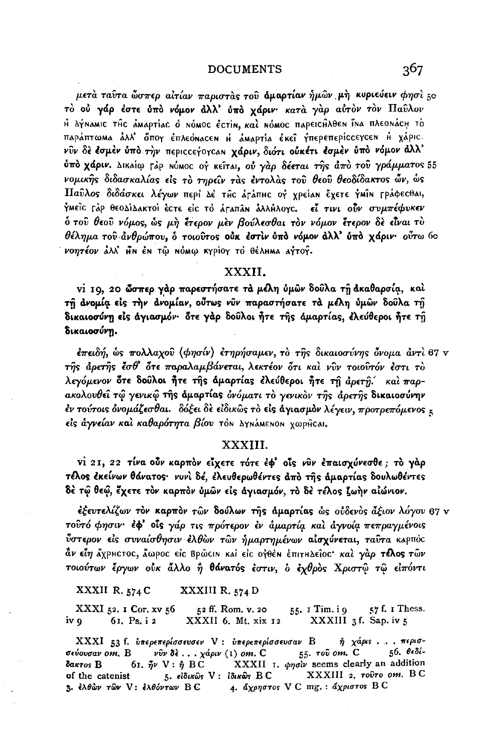μετὰ ταῦτα ὥσπερ αἰτίαν παριστὰς τοῦ **ἁμαρτίαν ἡμῶν μὴ κυριεύειν** φησὶ 50 τὸ **οὐ γάρ ἐστε ὑπὸ νόμον ἀλλ' ὑπὸ χάριν**· κατὰ γὰρ αὐτὸν τὸν Παῦλον ἡ δύναμις τῆς ἁμαρτίας ὁ νόμος ἐστίν, καὶ νόμος παρεισῆλθεν ἵνα πλεονάσῃ τὸ παράπτωμα ἀλλ' ὅπου ἐπλεόνασεν ἡ ἁμαρτία ἐκεῖ ὑπερεπερίσσευσεν ἡ χάρις. νῦν δὲ **ἐσμὲν ὑπὸ** τὴν περισσεύουσαν **χάριν**, διότι **οὐκέτι ἐσμὲν ὑπὸ νόμον ἀλλ' ὑπὸ χάριν**. δικαίῳ γὰρ νόμος οὐ κεῖται, οὐ γὰρ δέεται τῆς ἀπὸ τοῦ γράμματος 55 νομικῆς διδασκαλίας εἰς τὸ τηρεῖν τὰς ἐντολὰς τοῦ θεοῦ θεοδίδακτος ὤν, ὡς Παῦλος διδάσκει λέγων περὶ δὲ τῆς ἀγάπης οὐ χρείαν ἔχετε ὑμῖν γράφεσθαι, ὑμεῖς γὰρ θεοδίδακτοί ἐστε εἰς τὸ ἀγαπᾶν ἀλλήλους. εἴ τινι οὖν συμπέφυκεν ὁ τοῦ θεοῦ νόμος, ὡς μὴ ἕτερον μὲν βούλεσθαι τὸν νόμον ἕτερον δὲ εἶναι τὸ θέλημα τοῦ ἀνθρώπου, ὁ τοιοῦτος **οὐκ ἔστιν ὑπὸ νόμον ἀλλ' ὑπὸ χάριν**· οὕτω 60 νοητέον ἀλλ' ἢν ἐν τῷ νόμῳ κυρίου τὸ θέλημα αὐτοῦ.

## XXXII.

vi 19, 20 **ὥσπερ γὰρ παρεστήσατε τὰ μέλη ὑμῶν δοῦλα τῇ ἀκαθαρσίᾳ, καὶ τῇ ἀνομίᾳ εἰς τὴν ἀνομίαν, οὕτως νῦν παραστήσατε τὰ μέλη ὑμῶν δοῦλα τῇ δικαιοσύνῃ εἰς ἁγιασμόν· ὅτε γὰρ δοῦλοι ἦτε τῆς ἁμαρτίας, ἐλεύθεροι ἦτε τῇ δικαιοσύνῃ.**

ἐπειδή, ὡς πολλαχοῦ (φησίν) ἐτηρήσαμεν, τὸ τῆς δικαιοσύνης ὄνομα ἀντὶ 67 v τῆς ἀρετῆς ἔσθ' ὅτε παραλαμβάνεται, λεκτέον ὅτι καὶ νῦν τοιοῦτόν ἐστι τὸ λεγόμενον **ὅτε δοῦλοι ἦτε τῆς ἁμαρτίας ἐλεύθεροι ἦτε τῇ** ἀρετῇ.' καὶ παρακολουθεῖ τῷ γενικῷ τῆς **ἁμαρτίας** ὀνόματι τὸ γενικὸν τῆς ἀρετῆς **δικαιοσύνην** ἐν τούτοις ὀνομάζεσθαι. δόξει δὲ εἰδικῶς τὸ **εἰς ἁγιασμὸν** λέγειν, προτρεπόμενος 5 εἰς ἁγνείαν καὶ καθαρότητα βίου τὸν δυνάμενον χωρῆσαι.

## XXXIII.

vi 21, 22 **τίνα οὖν καρπὸν εἴχετε τότε ἐφ' οἷς νῦν ἐπαισχύνεσθε; τὸ γὰρ τέλος ἐκείνων θάνατος· νυνὶ δέ, ἐλευθερωθέντες ἀπὸ τῆς ἁμαρτίας δουλωθέντες δὲ τῷ θεῷ, ἔχετε τὸν καρπὸν ὑμῶν εἰς ἁγιασμόν, τὸ δὲ τέλος ζωὴν αἰώνιον.**

ἐξευτελίζων τὸν **καρπὸν** τῶν δούλων τῆς **ἁμαρτίας** ὡς οὐδενὸς ἄξιον λόγου 67 v τοῦτό φησιν· **ἐφ' οἷς** γάρ τις πρότερον ἐν ἁμαρτίᾳ καὶ ἀγνοίᾳ πεπραγμένοις ὕστερον εἰς συναίσθησιν ἐλθὼν τῶν ἡμαρτημένων αἰσχύνεται, ταῦτα καρπὸς ἂν εἴη ἄχρηστος, ἄωρος εἰς βρῶσιν καὶ εἰς οὐθὲν ἐπιτήδειος· καὶ γὰρ **τέλος** τῶν τοιούτων ἔργων οὐκ ἄλλο ἢ **θάνατός** ἐστιν, ὁ ἐχθρὸς Χριστῷ τῷ εἰπόντι

XXXII R. 574 C  XXXIII R. 574 D

XXXI 52. 1 Cor. xv 56  52 ff. Rom. v. 20  55. 1 Tim. i 9  57 f. 1 Thess. iv 9  61. Ps. i 2  XXXII 6. Mt. xix 12  XXXIII 3 f. Sap. iv 5

XXXI 53 f. *ὑπερεπερίσσευσεν* V : *ὑπερεπερίσσευσαν* B  *ἡ χάρις . . . περισσεύουσαν om.* B  *νῦν δὲ . . . χάριν* (1) *om.* C  55. *τοῦ om.* C  56. *θεδίδακτος* B  61. *ἦν* V : *ἡ* BC  XXXII 1. *φησίν* seems clearly an addition of the catenist  5. *εἰδικῶς* V : *ἰδικῶς* BC  XXXIII 2. *τοῦτο om.* BC  3. *ἐλθὼν τῶν* V : *ἐλθόντων* BC  4. *ἄχρηστος* V C mg. : *ἄχριστος* BC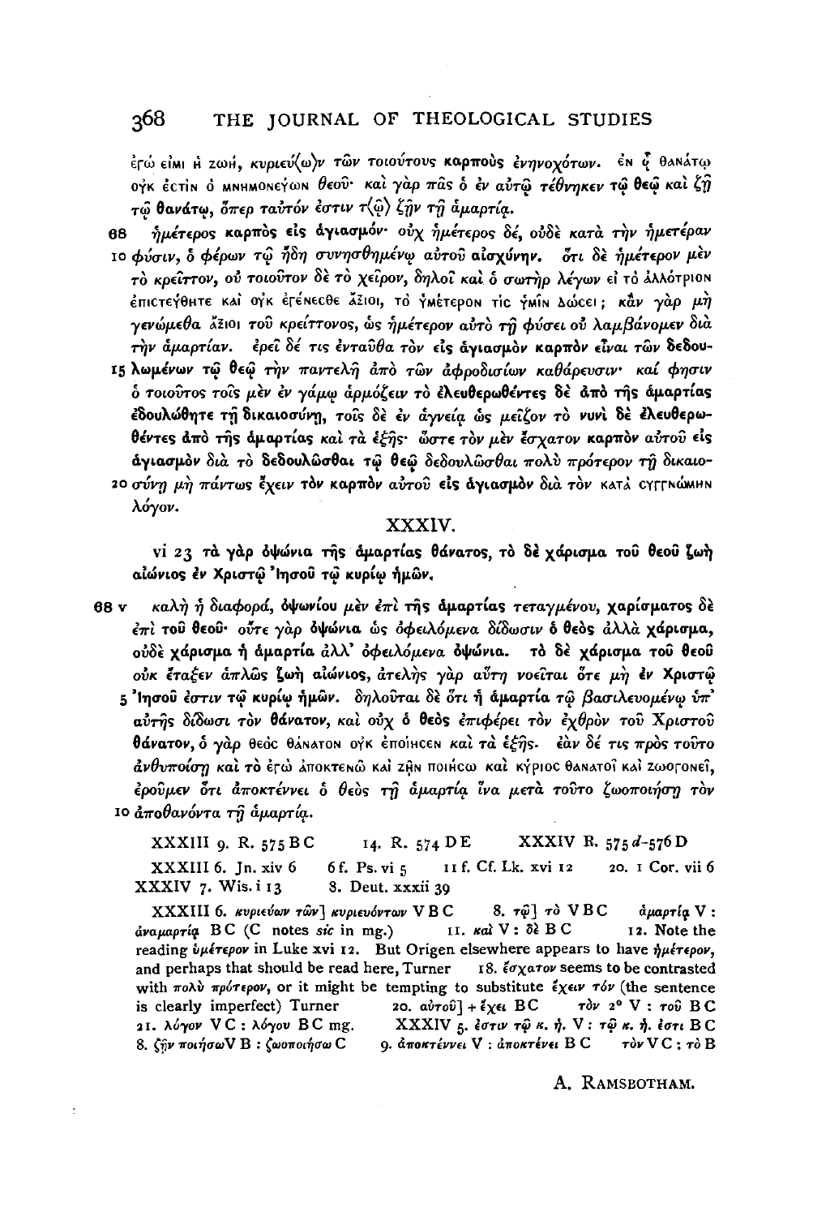ἐγώ εἰμι ἡ ζωή, κυριεύ⟨ω⟩ν τῶν τοιούτους **καρποὺς** ἐνηνοχότων. ἐν ᾧ θανάτῳ οὐκ ἔστιν ὁ μνημονεύων θεοῦ· καὶ γὰρ πᾶς ὁ ἐν αὐτῷ τέθνηκεν τῷ θεῷ καὶ ζῇ τῷ θανάτῳ, ὅπερ ταὐτόν ἐστιν τ⟨ῷ⟩ ζῆν τῇ ἁμαρτίᾳ.

68 ἡμέτερος **καρπὸς εἰς ἁγιασμόν**· οὐχ ἡμέτερος δέ, οὐδὲ κατὰ τὴν ἡμετέραν
10 φύσιν, ὁ φέρων τῷ ἤδη συνησθημένῳ **αὐτοῦ αἰσχύνην**. ὅτι δὲ ἡμέτερον μὲν τὸ κρεῖττον, οὐ τοιοῦτον δὲ τὸ χεῖρον, δηλοῖ καὶ ὁ σωτὴρ λέγων εἰ τὸ ἀλλότριον ἐπιστεύθητε καὶ οὐκ ἐγένεσθε ἄξιοι, τὸ ὑμέτερον τίς ὑμῖν δώσει; κἂν γὰρ μὴ γενώμεθα ἄξιοι τοῦ κρείττονος, ὡς ἡμέτερον αὐτὸ τῇ φύσει οὐ λαμβάνομεν διὰ τὴν ἁμαρτίαν. ἐρεῖ δέ τις ἐνταῦθα τὸν **εἰς ἁγιασμὸν καρπὸν** εἶναι τῶν **δεδου-**
15 **λωμένων τῷ θεῷ** τὴν παντελῆ ἀπὸ τῶν ἀφροδισίων καθάρευσιν· καί φησιν ὁ τοιοῦτος τοῖς μὲν ἐν γάμῳ ἁρμόζειν τὸ **ἐλευθερωθέντες δὲ ἀπὸ τῆς ἁμαρτίας ἐδουλώθητε τῇ δικαιοσύνῃ**, τοῖς δὲ ἐν ἁγνείᾳ ὡς μεῖζον τὸ **νυνὶ δὲ ἐλευθερωθέντες ἀπὸ τῆς ἁμαρτίας** καὶ τὰ ἑξῆς· ὥστε τὸν μὲν ἔσχατον **καρπὸν αὐτοῦ εἰς ἁγιασμὸν** διὰ τὸ **δεδουλῶσθαι τῷ θεῷ** δεδουλῶσθαι πολὺ πρότερον τῇ δικαιο-
20 σύνῃ μὴ πάντως ἔχειν **τὸν καρπὸν αὐτοῦ εἰς ἁγιασμὸν** διὰ τὸν κατὰ συγγνώμην λόγον.

## XXXIV.

vi 23 **τὰ γὰρ ὀψώνια τῆς ἁμαρτίας θάνατος, τὸ δὲ χάρισμα τοῦ θεοῦ ζωὴ αἰώνιος ἐν Χριστῷ Ἰησοῦ τῷ κυρίῳ ἡμῶν.**

68 v καλὴ ἡ διαφορά, **ὀψωνίου** μὲν ἐπὶ τῆς **ἁμαρτίας** τεταγμένου, **χαρίσματος** δὲ ἐπὶ **τοῦ θεοῦ**· οὔτε γὰρ **ὀψώνια** ὡς ὀφειλόμενα δίδωσιν ὁ **θεὸς** ἀλλὰ **χάρισμα**, οὐδὲ **χάρισμα ἡ ἁμαρτία** ἀλλ' ὀφειλόμενα **ὀψώνια**. **τὸ δὲ χάρισμα τοῦ θεοῦ** οὐκ ἔταξεν ἁπλῶς **ζωὴ αἰώνιος**, ἀτελὴς γὰρ αὕτη νοεῖται ὅτε μὴ **ἐν Χριστῷ**
5 **Ἰησοῦ** ἐστιν **τῷ κυρίῳ ἡμῶν**. δηλοῦται δὲ ὅτι **ἡ ἁμαρτία** τῷ βασιλευομένῳ ὑπ' αὐτῆς δίδωσι τὸν **θάνατον**, καὶ οὐχ ὁ **θεὸς** ἐπιφέρει τὸν ἐχθρὸν τοῦ **Χριστοῦ θάνατον**, ὁ γὰρ θεὸς θάνατον οὐκ ἐποίησεν καὶ τὰ ἑξῆς. ἐὰν δέ τις πρὸς τοῦτο ἀνθυποίσῃ καὶ τὸ ἐγὼ ἀποκτενῶ καὶ ζῆν ποιήσω καὶ κύριος θανατοῖ καὶ ζωογονεῖ, ἐροῦμεν ὅτι ἀποκτέννει ὁ θεὸς τῇ ἁμαρτίᾳ ἵνα μετὰ τοῦτο ζωοποιήσῃ τὸν
10 ἀποθανόντα τῇ ἁμαρτίᾳ.

XXXIII 9. R. 575 BC  14. R. 574 DE  XXXIV R. 575 *d*-576 D

XXXIII 6. Jn. xiv 6  6 f. Ps. vi 5  11 f. Cf. Lk. xvi 12  20. 1 Cor. vii 6
XXXIV 7. Wis. i 13  8. Deut. xxxii 39

XXXIII 6. *κυριεύων τῶν*] *κυριευόντων* V B C  8. *τῷ*] *τὸ* V B C  *ἁμαρτίᾳ* V : *ἀναμαρτίᾳ* B C (C notes *sic* in mg.)  11. *καὶ* V : *δὲ* B C  12. Note the reading *ὑμέτερον* in Luke xvi 12. But Origen elsewhere appears to have *ἡμέτερον*, and perhaps that should be read here, Turner  18. *ἔσχατον* seems to be contrasted with *πολὺ πρότερον*, or it might be tempting to substitute *ἔχειν τόν* (the sentence is clearly imperfect) Turner  20. *αὐτοῦ*] + *ἔχει* B C  *τὸν* 2° V : *τοῦ* B C  21. *λόγον* V C : *λόγου* B C mg.  XXXIV 5. *ἐστιν τῷ κ. ἡ.* V : *τῷ κ. ἡ. ἐστι* B C  8. *ζῆν ποιήσω* V B : *ζωοποιήσω* C  9. *ἀποκτέννει* V : *ἀποκτένει* B C  *τὸν* V C : *τὸ* B

A. Ramsbotham.